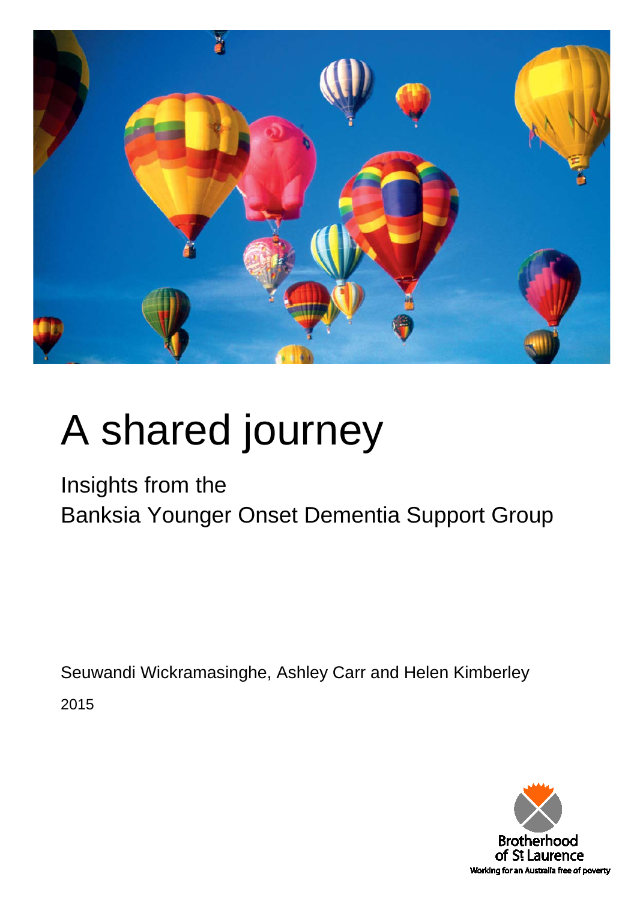# A shared journey

## Insights from the Banksia Younger Onset Dementia Support Group

Seuwandi Wickramasinghe, Ashley Carr and Helen Kimberley

2015

Brotherhood of St Laurence

Working for an Australia free of poverty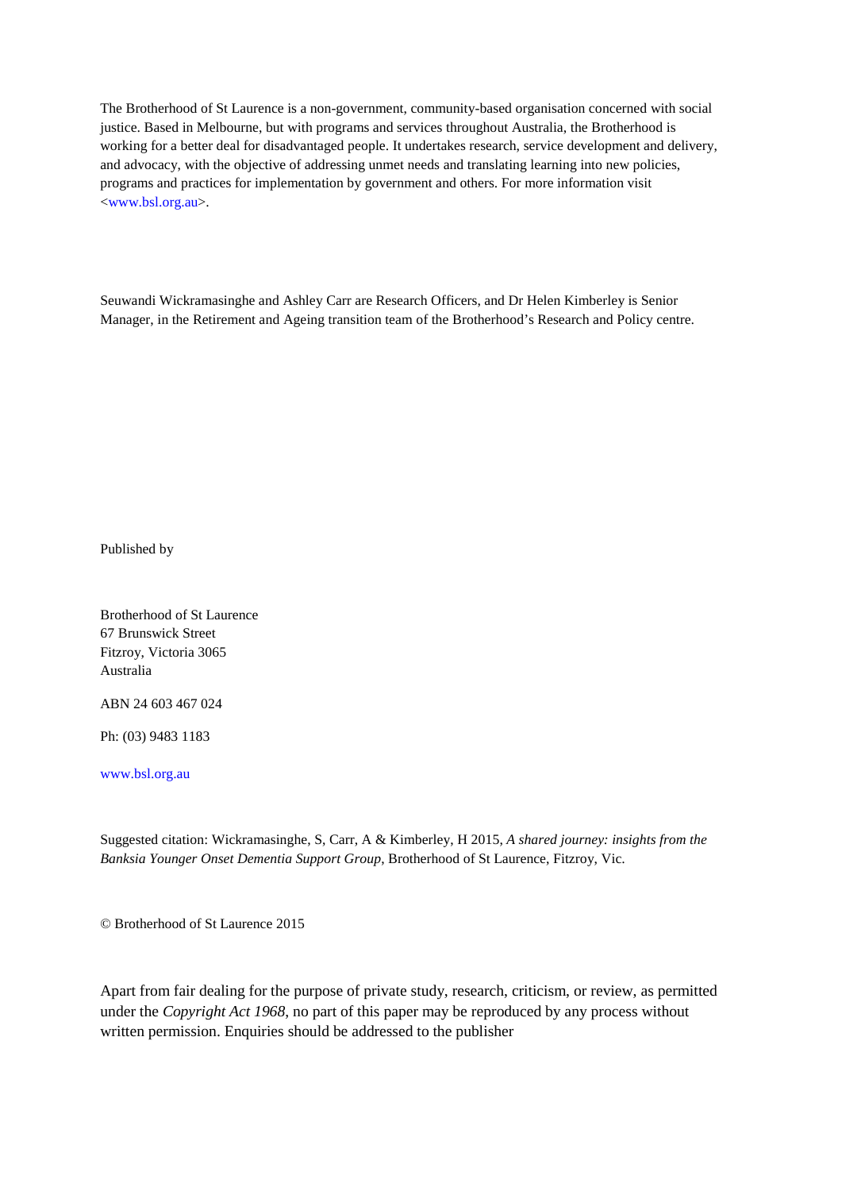The Brotherhood of St Laurence is a non-government, community-based organisation concerned with social justice. Based in Melbourne, but with programs and services throughout Australia, the Brotherhood is working for a better deal for disadvantaged people. It undertakes research, service development and delivery, and advocacy, with the objective of addressing unmet needs and translating learning into new policies, programs and practices for implementation by government and others. For more information visit <www.bsl.org.au>.

Seuwandi Wickramasinghe and Ashley Carr are Research Officers, and Dr Helen Kimberley is Senior Manager, in the Retirement and Ageing transition team of the Brotherhood's Research and Policy centre.

Published by

Brotherhood of St Laurence
67 Brunswick Street
Fitzroy, Victoria 3065
Australia

ABN 24 603 467 024

Ph: (03) 9483 1183

www.bsl.org.au

Suggested citation: Wickramasinghe, S, Carr, A & Kimberley, H 2015, *A shared journey: insights from the Banksia Younger Onset Dementia Support Group*, Brotherhood of St Laurence, Fitzroy, Vic.

© Brotherhood of St Laurence 2015

Apart from fair dealing for the purpose of private study, research, criticism, or review, as permitted under the *Copyright Act 1968*, no part of this paper may be reproduced by any process without written permission. Enquiries should be addressed to the publisher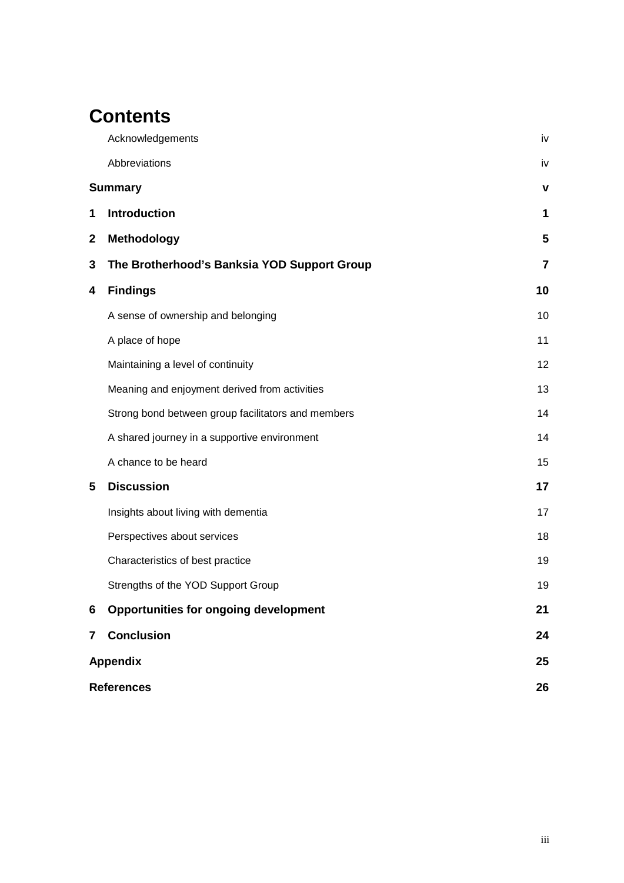# Contents

| | | |
|---|---|---|
| | Acknowledgements | iv |
| | Abbreviations | iv |
| **Summary** | | **v** |
| **1** | **Introduction** | **1** |
| **2** | **Methodology** | **5** |
| **3** | **The Brotherhood's Banksia YOD Support Group** | **7** |
| **4** | **Findings** | **10** |
| | A sense of ownership and belonging | 10 |
| | A place of hope | 11 |
| | Maintaining a level of continuity | 12 |
| | Meaning and enjoyment derived from activities | 13 |
| | Strong bond between group facilitators and members | 14 |
| | A shared journey in a supportive environment | 14 |
| | A chance to be heard | 15 |
| **5** | **Discussion** | **17** |
| | Insights about living with dementia | 17 |
| | Perspectives about services | 18 |
| | Characteristics of best practice | 19 |
| | Strengths of the YOD Support Group | 19 |
| **6** | **Opportunities for ongoing development** | **21** |
| **7** | **Conclusion** | **24** |
| **Appendix** | | **25** |
| **References** | | **26** |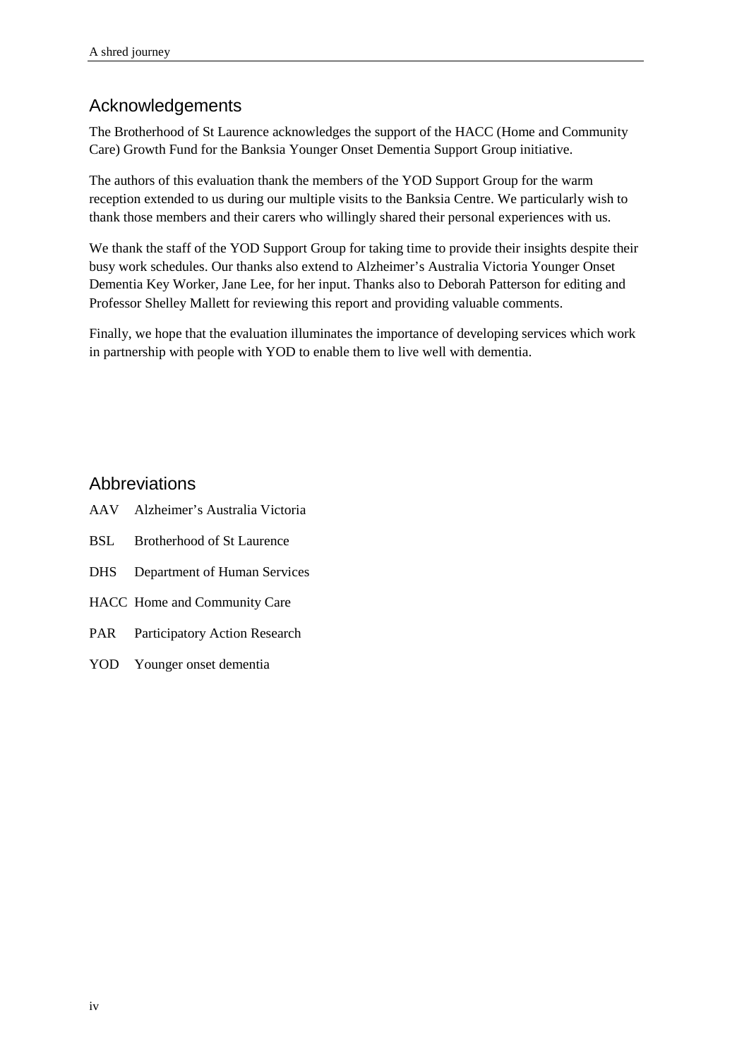## Acknowledgements

The Brotherhood of St Laurence acknowledges the support of the HACC (Home and Community Care) Growth Fund for the Banksia Younger Onset Dementia Support Group initiative.

The authors of this evaluation thank the members of the YOD Support Group for the warm reception extended to us during our multiple visits to the Banksia Centre. We particularly wish to thank those members and their carers who willingly shared their personal experiences with us.

We thank the staff of the YOD Support Group for taking time to provide their insights despite their busy work schedules. Our thanks also extend to Alzheimer's Australia Victoria Younger Onset Dementia Key Worker, Jane Lee, for her input. Thanks also to Deborah Patterson for editing and Professor Shelley Mallett for reviewing this report and providing valuable comments.

Finally, we hope that the evaluation illuminates the importance of developing services which work in partnership with people with YOD to enable them to live well with dementia.

## Abbreviations

| | |
|---|---|
| AAV | Alzheimer's Australia Victoria |
| BSL | Brotherhood of St Laurence |
| DHS | Department of Human Services |
| HACC | Home and Community Care |
| PAR | Participatory Action Research |
| YOD | Younger onset dementia |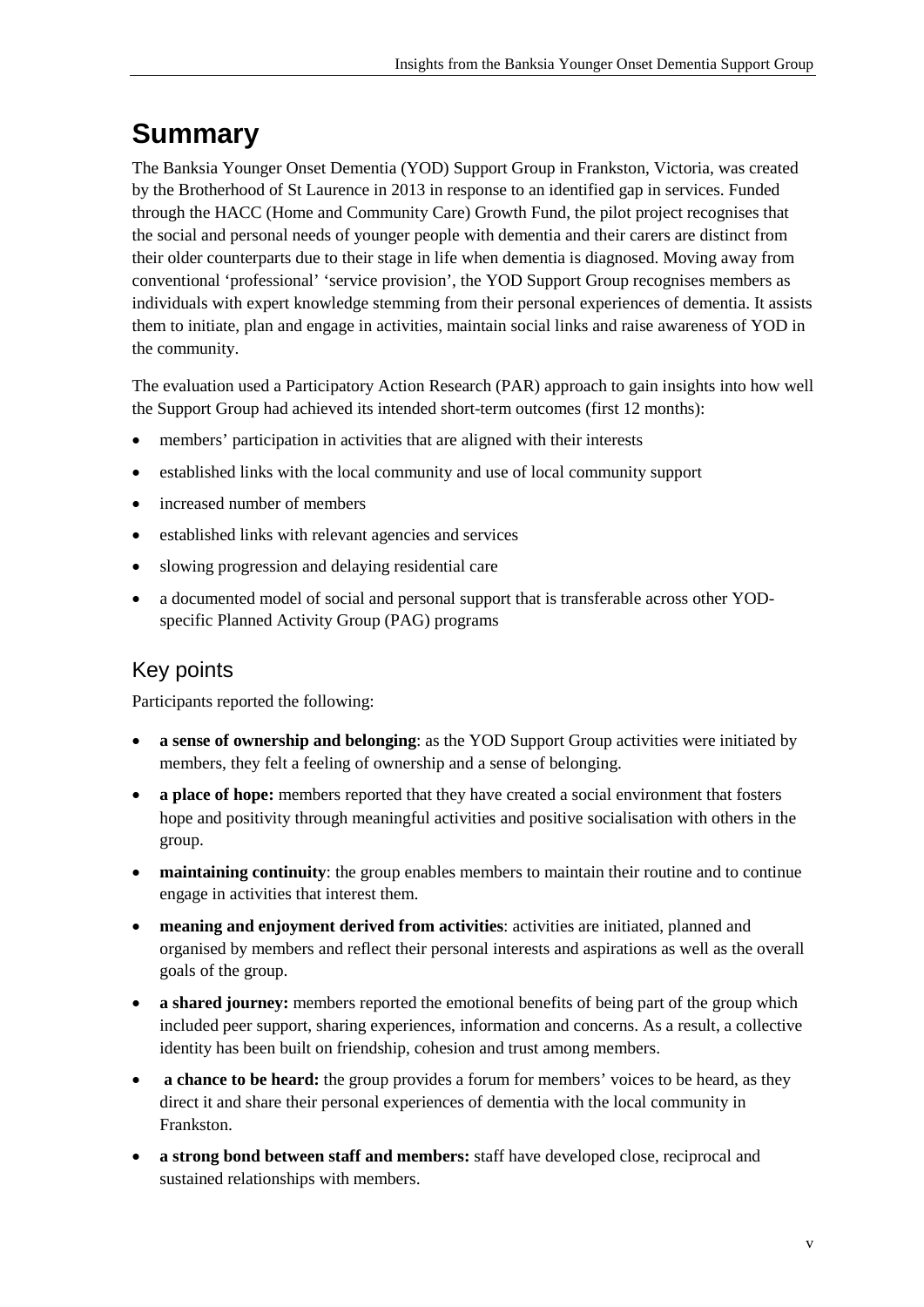# Summary

The Banksia Younger Onset Dementia (YOD) Support Group in Frankston, Victoria, was created by the Brotherhood of St Laurence in 2013 in response to an identified gap in services. Funded through the HACC (Home and Community Care) Growth Fund, the pilot project recognises that the social and personal needs of younger people with dementia and their carers are distinct from their older counterparts due to their stage in life when dementia is diagnosed. Moving away from conventional 'professional' 'service provision', the YOD Support Group recognises members as individuals with expert knowledge stemming from their personal experiences of dementia. It assists them to initiate, plan and engage in activities, maintain social links and raise awareness of YOD in the community.

The evaluation used a Participatory Action Research (PAR) approach to gain insights into how well the Support Group had achieved its intended short-term outcomes (first 12 months):

- members' participation in activities that are aligned with their interests
- established links with the local community and use of local community support
- increased number of members
- established links with relevant agencies and services
- slowing progression and delaying residential care
- a documented model of social and personal support that is transferable across other YOD-specific Planned Activity Group (PAG) programs

## Key points

Participants reported the following:

- **a sense of ownership and belonging**: as the YOD Support Group activities were initiated by members, they felt a feeling of ownership and a sense of belonging.
- **a place of hope:** members reported that they have created a social environment that fosters hope and positivity through meaningful activities and positive socialisation with others in the group.
- **maintaining continuity**: the group enables members to maintain their routine and to continue engage in activities that interest them.
- **meaning and enjoyment derived from activities**: activities are initiated, planned and organised by members and reflect their personal interests and aspirations as well as the overall goals of the group.
- **a shared journey:** members reported the emotional benefits of being part of the group which included peer support, sharing experiences, information and concerns. As a result, a collective identity has been built on friendship, cohesion and trust among members.
- **a chance to be heard:** the group provides a forum for members' voices to be heard, as they direct it and share their personal experiences of dementia with the local community in Frankston.
- **a strong bond between staff and members:** staff have developed close, reciprocal and sustained relationships with members.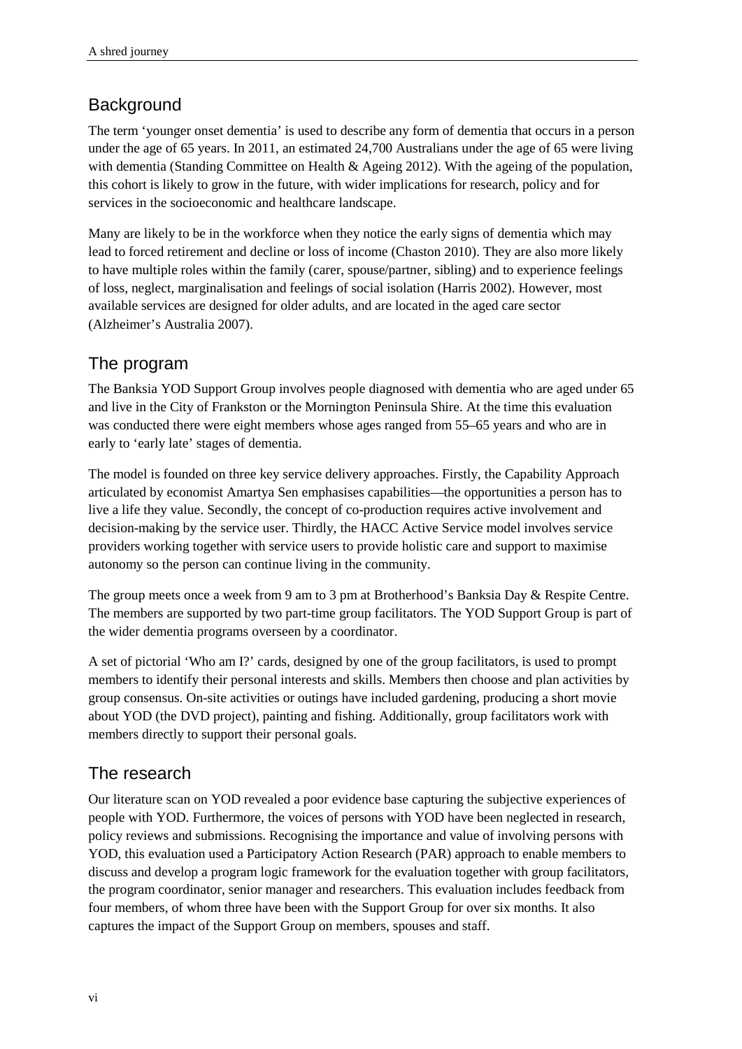## Background

The term 'younger onset dementia' is used to describe any form of dementia that occurs in a person under the age of 65 years. In 2011, an estimated 24,700 Australians under the age of 65 were living with dementia (Standing Committee on Health & Ageing 2012). With the ageing of the population, this cohort is likely to grow in the future, with wider implications for research, policy and for services in the socioeconomic and healthcare landscape.

Many are likely to be in the workforce when they notice the early signs of dementia which may lead to forced retirement and decline or loss of income (Chaston 2010). They are also more likely to have multiple roles within the family (carer, spouse/partner, sibling) and to experience feelings of loss, neglect, marginalisation and feelings of social isolation (Harris 2002). However, most available services are designed for older adults, and are located in the aged care sector (Alzheimer's Australia 2007).

## The program

The Banksia YOD Support Group involves people diagnosed with dementia who are aged under 65 and live in the City of Frankston or the Mornington Peninsula Shire. At the time this evaluation was conducted there were eight members whose ages ranged from 55–65 years and who are in early to 'early late' stages of dementia.

The model is founded on three key service delivery approaches. Firstly, the Capability Approach articulated by economist Amartya Sen emphasises capabilities—the opportunities a person has to live a life they value. Secondly, the concept of co-production requires active involvement and decision-making by the service user. Thirdly, the HACC Active Service model involves service providers working together with service users to provide holistic care and support to maximise autonomy so the person can continue living in the community.

The group meets once a week from 9 am to 3 pm at Brotherhood's Banksia Day & Respite Centre. The members are supported by two part-time group facilitators. The YOD Support Group is part of the wider dementia programs overseen by a coordinator.

A set of pictorial 'Who am I?' cards, designed by one of the group facilitators, is used to prompt members to identify their personal interests and skills. Members then choose and plan activities by group consensus. On-site activities or outings have included gardening, producing a short movie about YOD (the DVD project), painting and fishing. Additionally, group facilitators work with members directly to support their personal goals.

## The research

Our literature scan on YOD revealed a poor evidence base capturing the subjective experiences of people with YOD. Furthermore, the voices of persons with YOD have been neglected in research, policy reviews and submissions. Recognising the importance and value of involving persons with YOD, this evaluation used a Participatory Action Research (PAR) approach to enable members to discuss and develop a program logic framework for the evaluation together with group facilitators, the program coordinator, senior manager and researchers. This evaluation includes feedback from four members, of whom three have been with the Support Group for over six months. It also captures the impact of the Support Group on members, spouses and staff.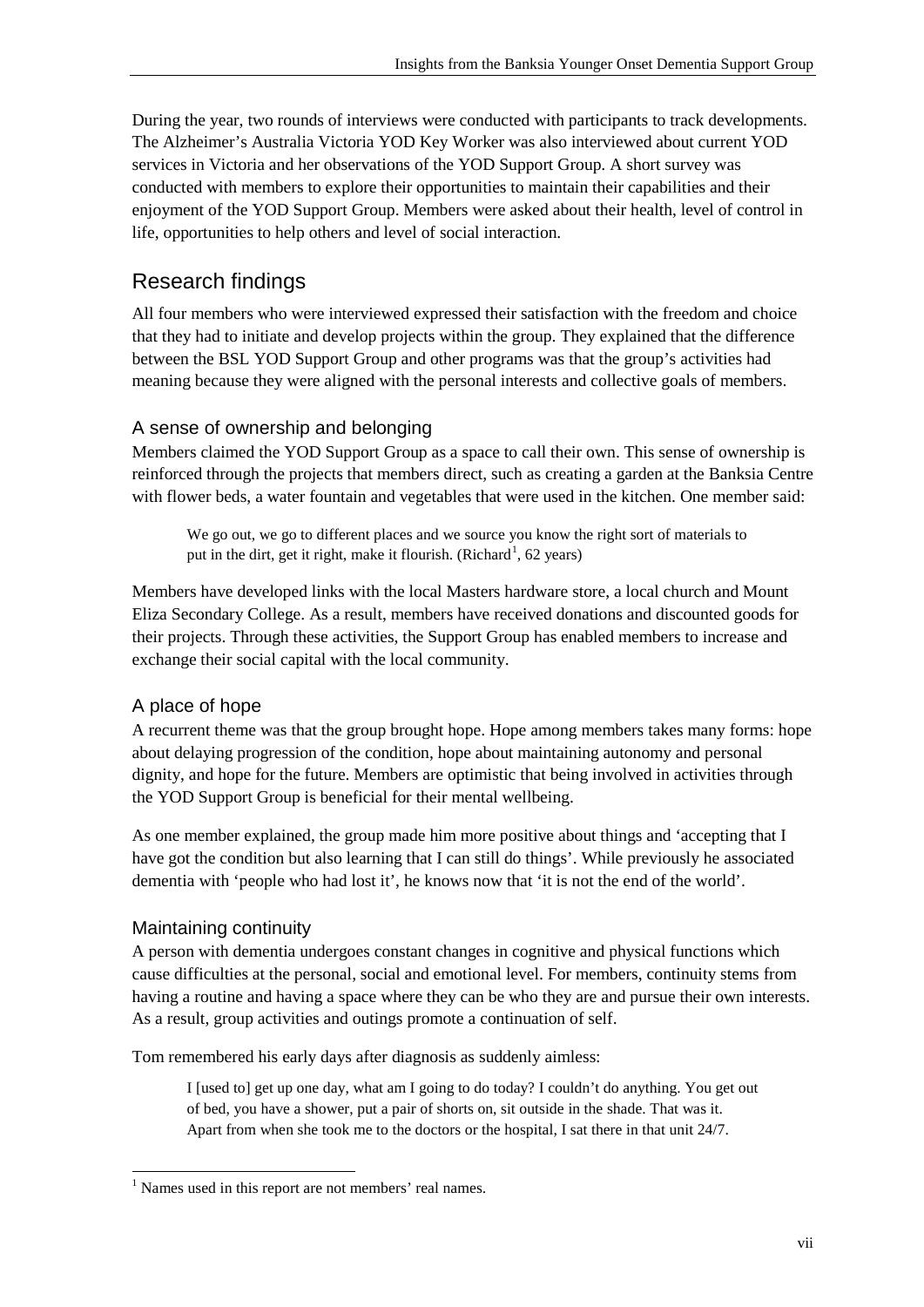During the year, two rounds of interviews were conducted with participants to track developments. The Alzheimer's Australia Victoria YOD Key Worker was also interviewed about current YOD services in Victoria and her observations of the YOD Support Group. A short survey was conducted with members to explore their opportunities to maintain their capabilities and their enjoyment of the YOD Support Group. Members were asked about their health, level of control in life, opportunities to help others and level of social interaction.

## Research findings

All four members who were interviewed expressed their satisfaction with the freedom and choice that they had to initiate and develop projects within the group. They explained that the difference between the BSL YOD Support Group and other programs was that the group's activities had meaning because they were aligned with the personal interests and collective goals of members.

### A sense of ownership and belonging

Members claimed the YOD Support Group as a space to call their own. This sense of ownership is reinforced through the projects that members direct, such as creating a garden at the Banksia Centre with flower beds, a water fountain and vegetables that were used in the kitchen. One member said:

> We go out, we go to different places and we source you know the right sort of materials to put in the dirt, get it right, make it flourish. (Richard[1], 62 years)

Members have developed links with the local Masters hardware store, a local church and Mount Eliza Secondary College. As a result, members have received donations and discounted goods for their projects. Through these activities, the Support Group has enabled members to increase and exchange their social capital with the local community.

### A place of hope

A recurrent theme was that the group brought hope. Hope among members takes many forms: hope about delaying progression of the condition, hope about maintaining autonomy and personal dignity, and hope for the future. Members are optimistic that being involved in activities through the YOD Support Group is beneficial for their mental wellbeing.

As one member explained, the group made him more positive about things and 'accepting that I have got the condition but also learning that I can still do things'. While previously he associated dementia with 'people who had lost it', he knows now that 'it is not the end of the world'.

### Maintaining continuity

A person with dementia undergoes constant changes in cognitive and physical functions which cause difficulties at the personal, social and emotional level. For members, continuity stems from having a routine and having a space where they can be who they are and pursue their own interests. As a result, group activities and outings promote a continuation of self.

Tom remembered his early days after diagnosis as suddenly aimless:

> I [used to] get up one day, what am I going to do today? I couldn't do anything. You get out of bed, you have a shower, put a pair of shorts on, sit outside in the shade. That was it. Apart from when she took me to the doctors or the hospital, I sat there in that unit 24/7.

[1] Names used in this report are not members' real names.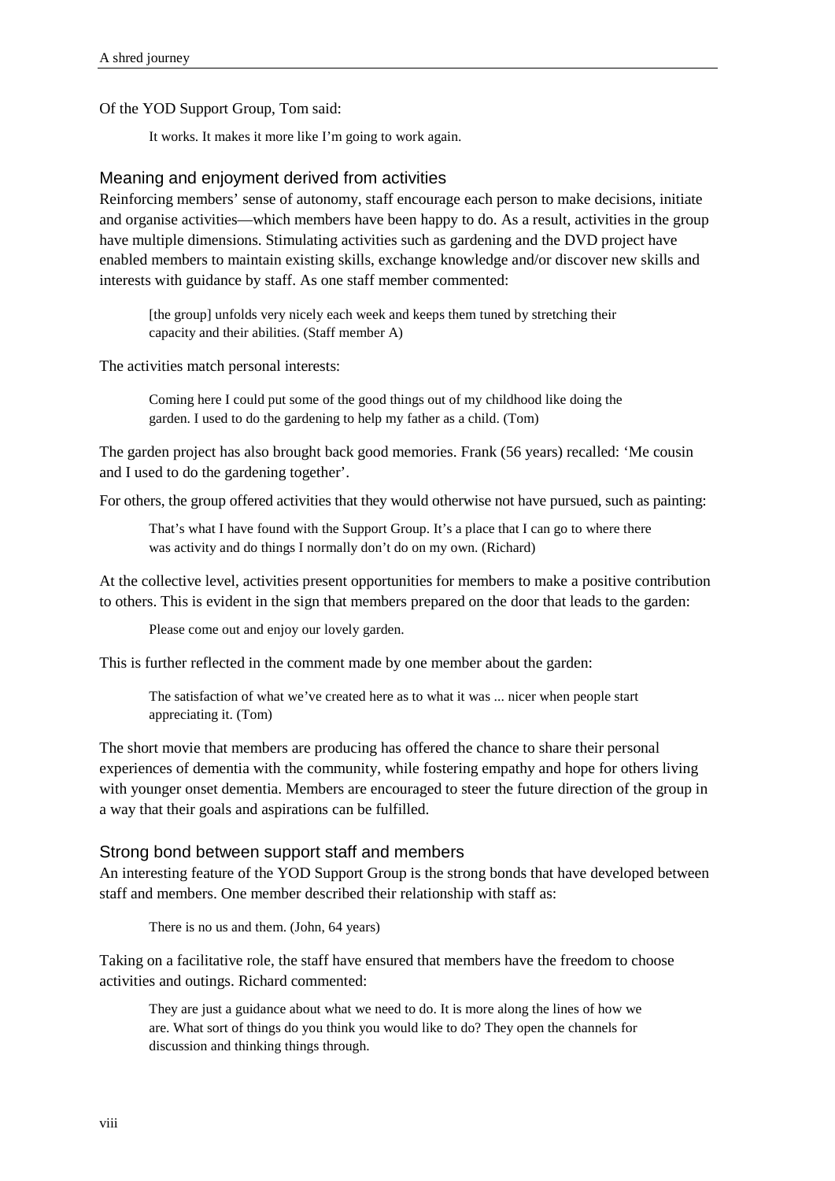Of the YOD Support Group, Tom said:

> It works. It makes it more like I'm going to work again.

## Meaning and enjoyment derived from activities

Reinforcing members' sense of autonomy, staff encourage each person to make decisions, initiate and organise activities—which members have been happy to do. As a result, activities in the group have multiple dimensions. Stimulating activities such as gardening and the DVD project have enabled members to maintain existing skills, exchange knowledge and/or discover new skills and interests with guidance by staff. As one staff member commented:

> [the group] unfolds very nicely each week and keeps them tuned by stretching their capacity and their abilities. (Staff member A)

The activities match personal interests:

> Coming here I could put some of the good things out of my childhood like doing the garden. I used to do the gardening to help my father as a child. (Tom)

The garden project has also brought back good memories. Frank (56 years) recalled: 'Me cousin and I used to do the gardening together'.

For others, the group offered activities that they would otherwise not have pursued, such as painting:

> That's what I have found with the Support Group. It's a place that I can go to where there was activity and do things I normally don't do on my own. (Richard)

At the collective level, activities present opportunities for members to make a positive contribution to others. This is evident in the sign that members prepared on the door that leads to the garden:

> Please come out and enjoy our lovely garden.

This is further reflected in the comment made by one member about the garden:

> The satisfaction of what we've created here as to what it was ... nicer when people start appreciating it. (Tom)

The short movie that members are producing has offered the chance to share their personal experiences of dementia with the community, while fostering empathy and hope for others living with younger onset dementia. Members are encouraged to steer the future direction of the group in a way that their goals and aspirations can be fulfilled.

## Strong bond between support staff and members

An interesting feature of the YOD Support Group is the strong bonds that have developed between staff and members. One member described their relationship with staff as:

> There is no us and them. (John, 64 years)

Taking on a facilitative role, the staff have ensured that members have the freedom to choose activities and outings. Richard commented:

> They are just a guidance about what we need to do. It is more along the lines of how we are. What sort of things do you think you would like to do? They open the channels for discussion and thinking things through.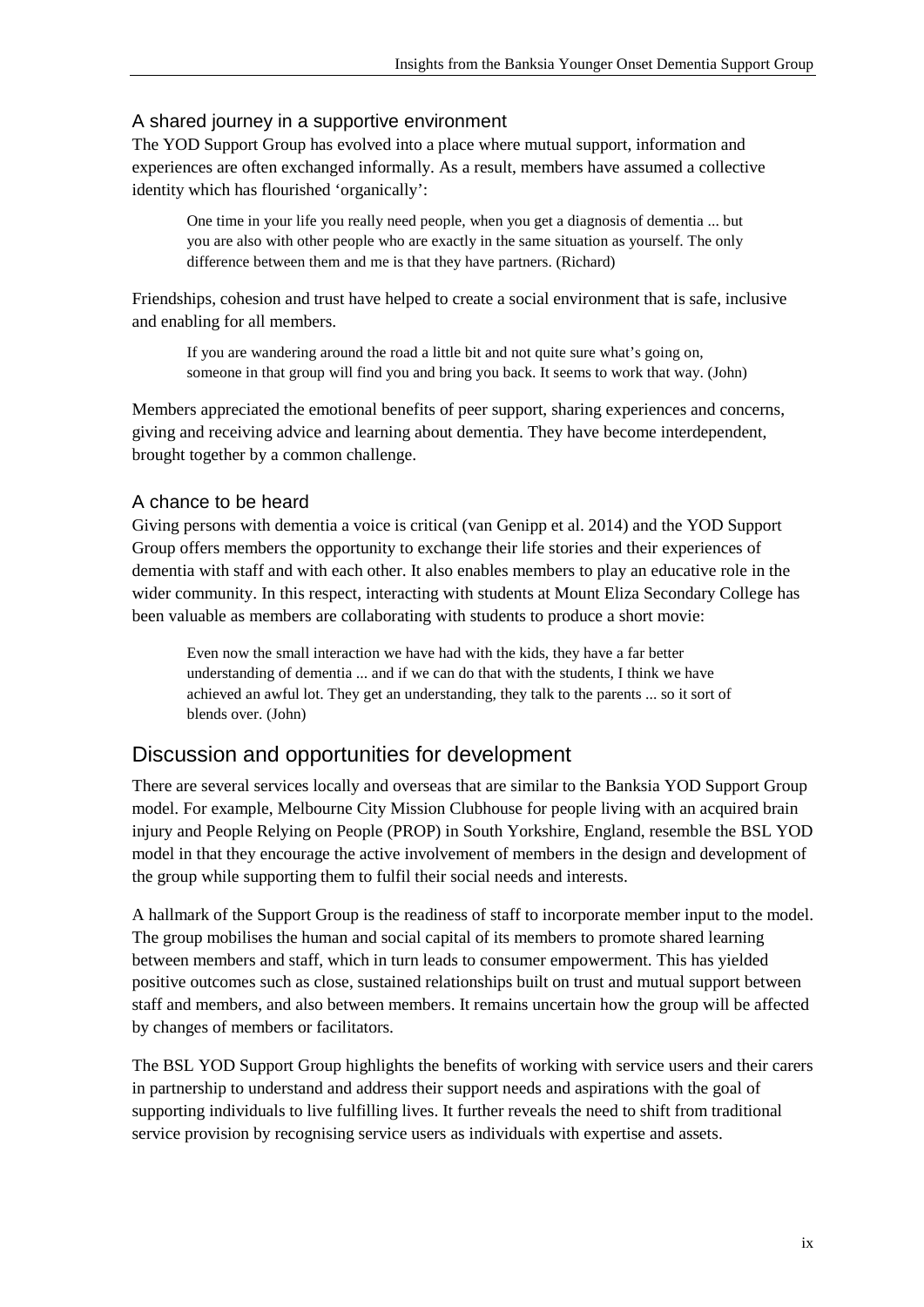### A shared journey in a supportive environment

The YOD Support Group has evolved into a place where mutual support, information and experiences are often exchanged informally. As a result, members have assumed a collective identity which has flourished 'organically':

> One time in your life you really need people, when you get a diagnosis of dementia ... but you are also with other people who are exactly in the same situation as yourself. The only difference between them and me is that they have partners. (Richard)

Friendships, cohesion and trust have helped to create a social environment that is safe, inclusive and enabling for all members.

> If you are wandering around the road a little bit and not quite sure what's going on, someone in that group will find you and bring you back. It seems to work that way. (John)

Members appreciated the emotional benefits of peer support, sharing experiences and concerns, giving and receiving advice and learning about dementia. They have become interdependent, brought together by a common challenge.

### A chance to be heard

Giving persons with dementia a voice is critical (van Genipp et al. 2014) and the YOD Support Group offers members the opportunity to exchange their life stories and their experiences of dementia with staff and with each other. It also enables members to play an educative role in the wider community. In this respect, interacting with students at Mount Eliza Secondary College has been valuable as members are collaborating with students to produce a short movie:

> Even now the small interaction we have had with the kids, they have a far better understanding of dementia ... and if we can do that with the students, I think we have achieved an awful lot. They get an understanding, they talk to the parents ... so it sort of blends over. (John)

## Discussion and opportunities for development

There are several services locally and overseas that are similar to the Banksia YOD Support Group model. For example, Melbourne City Mission Clubhouse for people living with an acquired brain injury and People Relying on People (PROP) in South Yorkshire, England, resemble the BSL YOD model in that they encourage the active involvement of members in the design and development of the group while supporting them to fulfil their social needs and interests.

A hallmark of the Support Group is the readiness of staff to incorporate member input to the model. The group mobilises the human and social capital of its members to promote shared learning between members and staff, which in turn leads to consumer empowerment. This has yielded positive outcomes such as close, sustained relationships built on trust and mutual support between staff and members, and also between members. It remains uncertain how the group will be affected by changes of members or facilitators.

The BSL YOD Support Group highlights the benefits of working with service users and their carers in partnership to understand and address their support needs and aspirations with the goal of supporting individuals to live fulfilling lives. It further reveals the need to shift from traditional service provision by recognising service users as individuals with expertise and assets.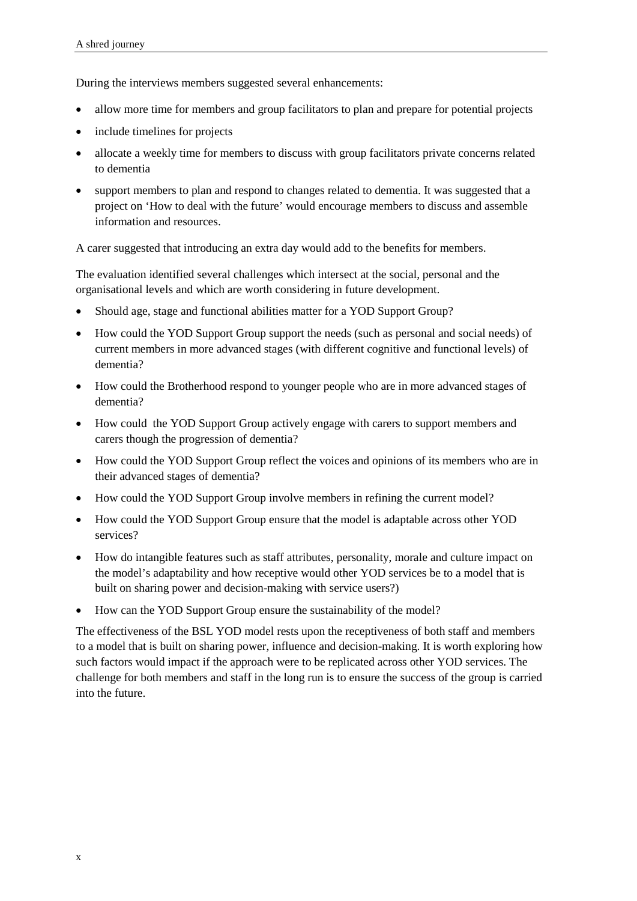During the interviews members suggested several enhancements:

- allow more time for members and group facilitators to plan and prepare for potential projects
- include timelines for projects
- allocate a weekly time for members to discuss with group facilitators private concerns related to dementia
- support members to plan and respond to changes related to dementia. It was suggested that a project on 'How to deal with the future' would encourage members to discuss and assemble information and resources.

A carer suggested that introducing an extra day would add to the benefits for members.

The evaluation identified several challenges which intersect at the social, personal and the organisational levels and which are worth considering in future development.

- Should age, stage and functional abilities matter for a YOD Support Group?
- How could the YOD Support Group support the needs (such as personal and social needs) of current members in more advanced stages (with different cognitive and functional levels) of dementia?
- How could the Brotherhood respond to younger people who are in more advanced stages of dementia?
- How could the YOD Support Group actively engage with carers to support members and carers though the progression of dementia?
- How could the YOD Support Group reflect the voices and opinions of its members who are in their advanced stages of dementia?
- How could the YOD Support Group involve members in refining the current model?
- How could the YOD Support Group ensure that the model is adaptable across other YOD services?
- How do intangible features such as staff attributes, personality, morale and culture impact on the model's adaptability and how receptive would other YOD services be to a model that is built on sharing power and decision-making with service users?)
- How can the YOD Support Group ensure the sustainability of the model?

The effectiveness of the BSL YOD model rests upon the receptiveness of both staff and members to a model that is built on sharing power, influence and decision-making. It is worth exploring how such factors would impact if the approach were to be replicated across other YOD services. The challenge for both members and staff in the long run is to ensure the success of the group is carried into the future.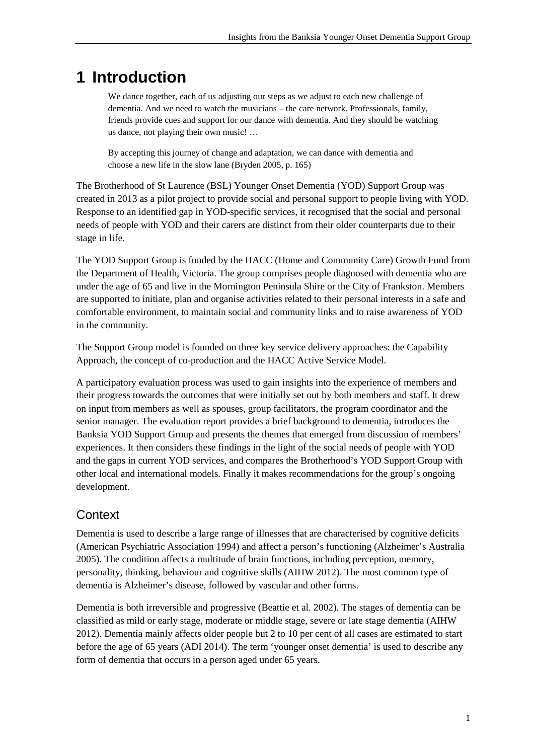# 1 Introduction

> We dance together, each of us adjusting our steps as we adjust to each new challenge of dementia. And we need to watch the musicians – the care network. Professionals, family, friends provide cues and support for our dance with dementia. And they should be watching us dance, not playing their own music! …
>
> By accepting this journey of change and adaptation, we can dance with dementia and choose a new life in the slow lane (Bryden 2005, p. 165)

The Brotherhood of St Laurence (BSL) Younger Onset Dementia (YOD) Support Group was created in 2013 as a pilot project to provide social and personal support to people living with YOD. Response to an identified gap in YOD-specific services, it recognised that the social and personal needs of people with YOD and their carers are distinct from their older counterparts due to their stage in life.

The YOD Support Group is funded by the HACC (Home and Community Care) Growth Fund from the Department of Health, Victoria. The group comprises people diagnosed with dementia who are under the age of 65 and live in the Mornington Peninsula Shire or the City of Frankston. Members are supported to initiate, plan and organise activities related to their personal interests in a safe and comfortable environment, to maintain social and community links and to raise awareness of YOD in the community.

The Support Group model is founded on three key service delivery approaches: the Capability Approach, the concept of co-production and the HACC Active Service Model.

A participatory evaluation process was used to gain insights into the experience of members and their progress towards the outcomes that were initially set out by both members and staff. It drew on input from members as well as spouses, group facilitators, the program coordinator and the senior manager. The evaluation report provides a brief background to dementia, introduces the Banksia YOD Support Group and presents the themes that emerged from discussion of members' experiences. It then considers these findings in the light of the social needs of people with YOD and the gaps in current YOD services, and compares the Brotherhood's YOD Support Group with other local and international models. Finally it makes recommendations for the group's ongoing development.

## Context

Dementia is used to describe a large range of illnesses that are characterised by cognitive deficits (American Psychiatric Association 1994) and affect a person's functioning (Alzheimer's Australia 2005). The condition affects a multitude of brain functions, including perception, memory, personality, thinking, behaviour and cognitive skills (AIHW 2012). The most common type of dementia is Alzheimer's disease, followed by vascular and other forms.

Dementia is both irreversible and progressive (Beattie et al. 2002). The stages of dementia can be classified as mild or early stage, moderate or middle stage, severe or late stage dementia (AIHW 2012). Dementia mainly affects older people but 2 to 10 per cent of all cases are estimated to start before the age of 65 years (ADI 2014). The term 'younger onset dementia' is used to describe any form of dementia that occurs in a person aged under 65 years.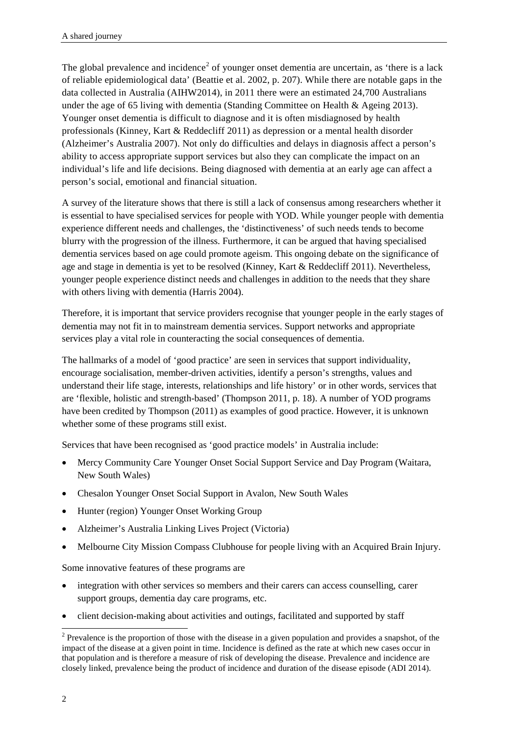The global prevalence and incidence[2] of younger onset dementia are uncertain, as 'there is a lack of reliable epidemiological data' (Beattie et al. 2002, p. 207). While there are notable gaps in the data collected in Australia (AIHW2014), in 2011 there were an estimated 24,700 Australians under the age of 65 living with dementia (Standing Committee on Health & Ageing 2013). Younger onset dementia is difficult to diagnose and it is often misdiagnosed by health professionals (Kinney, Kart & Reddecliff 2011) as depression or a mental health disorder (Alzheimer's Australia 2007). Not only do difficulties and delays in diagnosis affect a person's ability to access appropriate support services but also they can complicate the impact on an individual's life and life decisions. Being diagnosed with dementia at an early age can affect a person's social, emotional and financial situation.

A survey of the literature shows that there is still a lack of consensus among researchers whether it is essential to have specialised services for people with YOD. While younger people with dementia experience different needs and challenges, the 'distinctiveness' of such needs tends to become blurry with the progression of the illness. Furthermore, it can be argued that having specialised dementia services based on age could promote ageism. This ongoing debate on the significance of age and stage in dementia is yet to be resolved (Kinney, Kart & Reddecliff 2011). Nevertheless, younger people experience distinct needs and challenges in addition to the needs that they share with others living with dementia (Harris 2004).

Therefore, it is important that service providers recognise that younger people in the early stages of dementia may not fit in to mainstream dementia services. Support networks and appropriate services play a vital role in counteracting the social consequences of dementia.

The hallmarks of a model of 'good practice' are seen in services that support individuality, encourage socialisation, member-driven activities, identify a person's strengths, values and understand their life stage, interests, relationships and life history' or in other words, services that are 'flexible, holistic and strength-based' (Thompson 2011, p. 18). A number of YOD programs have been credited by Thompson (2011) as examples of good practice. However, it is unknown whether some of these programs still exist.

Services that have been recognised as 'good practice models' in Australia include:

- Mercy Community Care Younger Onset Social Support Service and Day Program (Waitara, New South Wales)
- Chesalon Younger Onset Social Support in Avalon, New South Wales
- Hunter (region) Younger Onset Working Group
- Alzheimer's Australia Linking Lives Project (Victoria)
- Melbourne City Mission Compass Clubhouse for people living with an Acquired Brain Injury.

Some innovative features of these programs are

- integration with other services so members and their carers can access counselling, carer support groups, dementia day care programs, etc.
- client decision-making about activities and outings, facilitated and supported by staff

[2] Prevalence is the proportion of those with the disease in a given population and provides a snapshot, of the impact of the disease at a given point in time. Incidence is defined as the rate at which new cases occur in that population and is therefore a measure of risk of developing the disease. Prevalence and incidence are closely linked, prevalence being the product of incidence and duration of the disease episode (ADI 2014).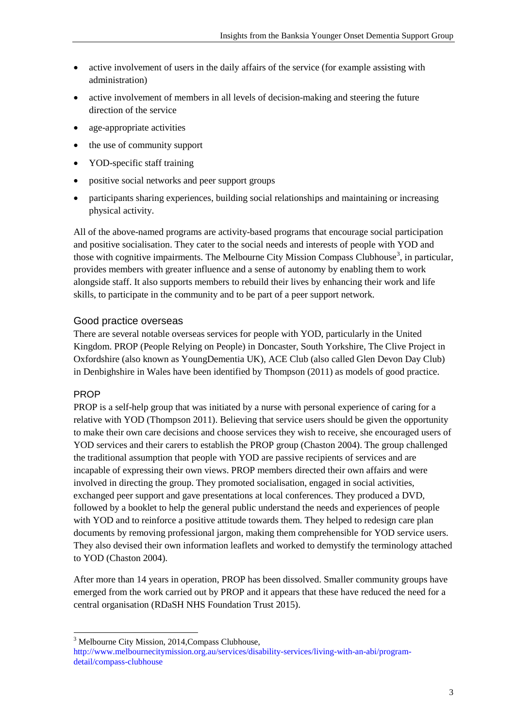- active involvement of users in the daily affairs of the service (for example assisting with administration)
- active involvement of members in all levels of decision-making and steering the future direction of the service
- age-appropriate activities
- the use of community support
- YOD-specific staff training
- positive social networks and peer support groups
- participants sharing experiences, building social relationships and maintaining or increasing physical activity.

All of the above-named programs are activity-based programs that encourage social participation and positive socialisation. They cater to the social needs and interests of people with YOD and those with cognitive impairments. The Melbourne City Mission Compass Clubhouse[3], in particular, provides members with greater influence and a sense of autonomy by enabling them to work alongside staff. It also supports members to rebuild their lives by enhancing their work and life skills, to participate in the community and to be part of a peer support network.

### Good practice overseas

There are several notable overseas services for people with YOD, particularly in the United Kingdom. PROP (People Relying on People) in Doncaster, South Yorkshire, The Clive Project in Oxfordshire (also known as YoungDementia UK), ACE Club (also called Glen Devon Day Club) in Denbighshire in Wales have been identified by Thompson (2011) as models of good practice.

#### PROP

PROP is a self-help group that was initiated by a nurse with personal experience of caring for a relative with YOD (Thompson 2011). Believing that service users should be given the opportunity to make their own care decisions and choose services they wish to receive, she encouraged users of YOD services and their carers to establish the PROP group (Chaston 2004). The group challenged the traditional assumption that people with YOD are passive recipients of services and are incapable of expressing their own views. PROP members directed their own affairs and were involved in directing the group. They promoted socialisation, engaged in social activities, exchanged peer support and gave presentations at local conferences. They produced a DVD, followed by a booklet to help the general public understand the needs and experiences of people with YOD and to reinforce a positive attitude towards them. They helped to redesign care plan documents by removing professional jargon, making them comprehensible for YOD service users. They also devised their own information leaflets and worked to demystify the terminology attached to YOD (Chaston 2004).

After more than 14 years in operation, PROP has been dissolved. Smaller community groups have emerged from the work carried out by PROP and it appears that these have reduced the need for a central organisation (RDaSH NHS Foundation Trust 2015).

---

[3] Melbourne City Mission, 2014,Compass Clubhouse, http://www.melbournecitymission.org.au/services/disability-services/living-with-an-abi/program-detail/compass-clubhouse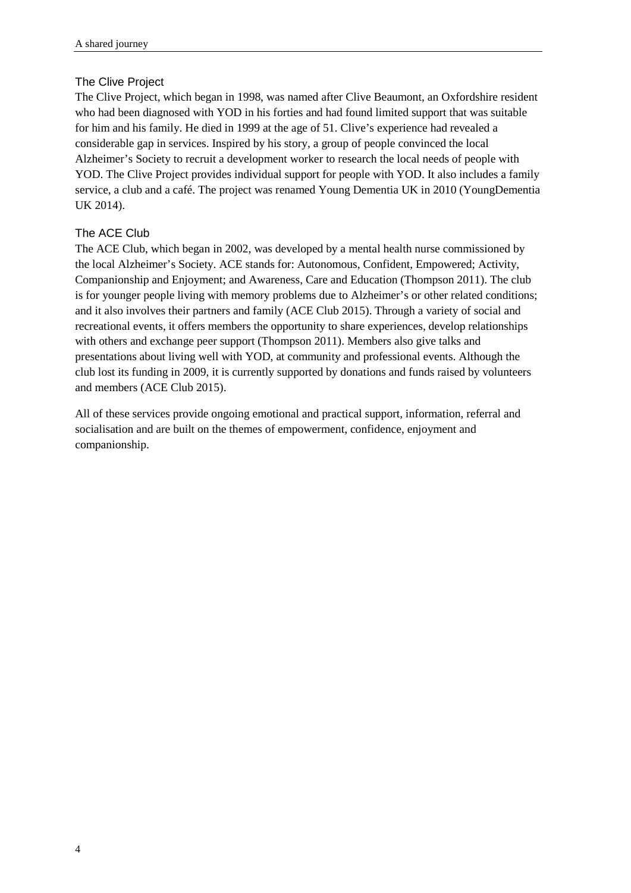### The Clive Project

The Clive Project, which began in 1998, was named after Clive Beaumont, an Oxfordshire resident who had been diagnosed with YOD in his forties and had found limited support that was suitable for him and his family. He died in 1999 at the age of 51. Clive's experience had revealed a considerable gap in services. Inspired by his story, a group of people convinced the local Alzheimer's Society to recruit a development worker to research the local needs of people with YOD. The Clive Project provides individual support for people with YOD. It also includes a family service, a club and a café. The project was renamed Young Dementia UK in 2010 (YoungDementia UK 2014).

### The ACE Club

The ACE Club, which began in 2002, was developed by a mental health nurse commissioned by the local Alzheimer's Society. ACE stands for: Autonomous, Confident, Empowered; Activity, Companionship and Enjoyment; and Awareness, Care and Education (Thompson 2011). The club is for younger people living with memory problems due to Alzheimer's or other related conditions; and it also involves their partners and family (ACE Club 2015). Through a variety of social and recreational events, it offers members the opportunity to share experiences, develop relationships with others and exchange peer support (Thompson 2011). Members also give talks and presentations about living well with YOD, at community and professional events. Although the club lost its funding in 2009, it is currently supported by donations and funds raised by volunteers and members (ACE Club 2015).

All of these services provide ongoing emotional and practical support, information, referral and socialisation and are built on the themes of empowerment, confidence, enjoyment and companionship.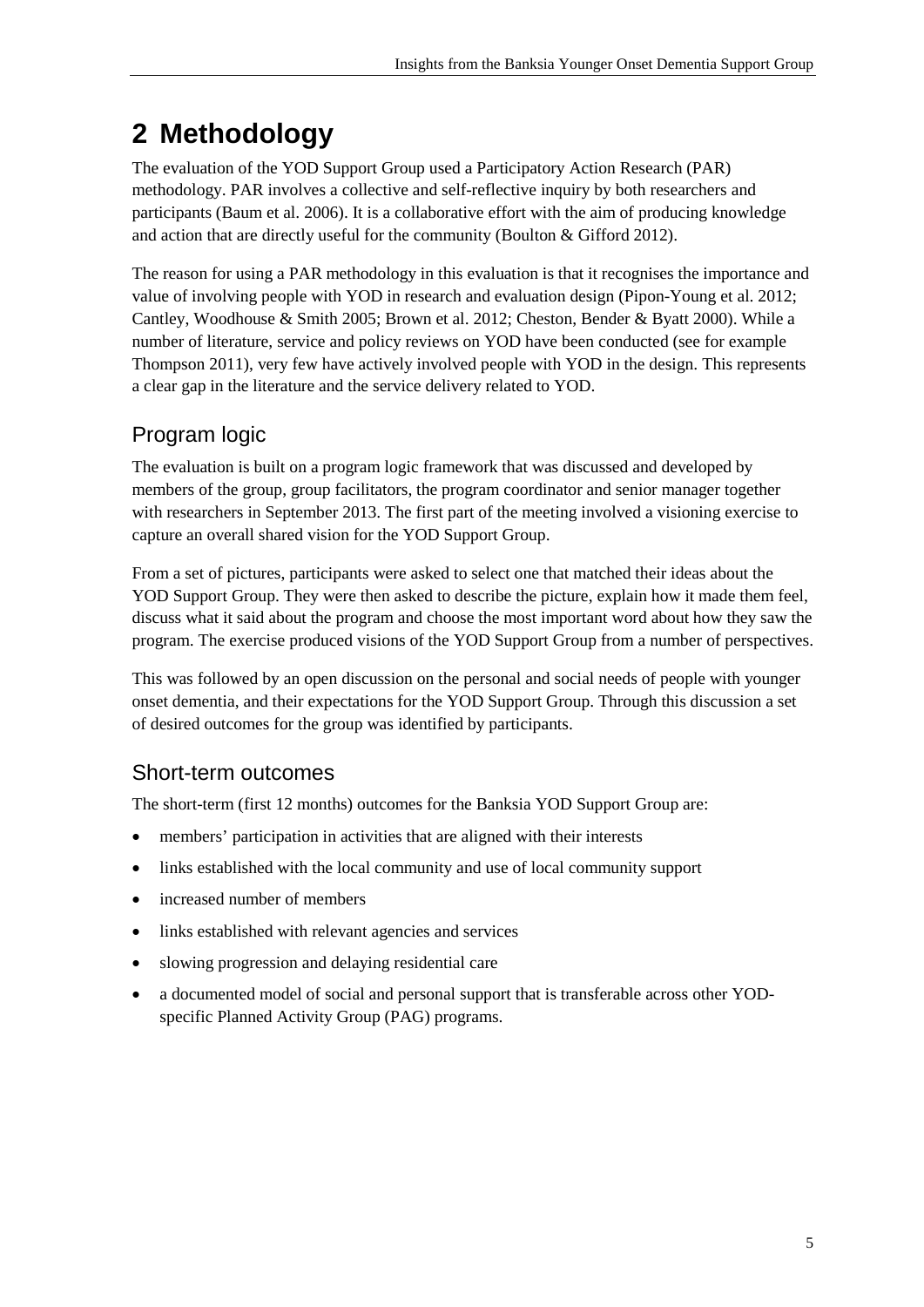# 2 Methodology

The evaluation of the YOD Support Group used a Participatory Action Research (PAR) methodology. PAR involves a collective and self-reflective inquiry by both researchers and participants (Baum et al. 2006). It is a collaborative effort with the aim of producing knowledge and action that are directly useful for the community (Boulton & Gifford 2012).

The reason for using a PAR methodology in this evaluation is that it recognises the importance and value of involving people with YOD in research and evaluation design (Pipon-Young et al. 2012; Cantley, Woodhouse & Smith 2005; Brown et al. 2012; Cheston, Bender & Byatt 2000). While a number of literature, service and policy reviews on YOD have been conducted (see for example Thompson 2011), very few have actively involved people with YOD in the design. This represents a clear gap in the literature and the service delivery related to YOD.

## Program logic

The evaluation is built on a program logic framework that was discussed and developed by members of the group, group facilitators, the program coordinator and senior manager together with researchers in September 2013. The first part of the meeting involved a visioning exercise to capture an overall shared vision for the YOD Support Group.

From a set of pictures, participants were asked to select one that matched their ideas about the YOD Support Group. They were then asked to describe the picture, explain how it made them feel, discuss what it said about the program and choose the most important word about how they saw the program. The exercise produced visions of the YOD Support Group from a number of perspectives.

This was followed by an open discussion on the personal and social needs of people with younger onset dementia, and their expectations for the YOD Support Group. Through this discussion a set of desired outcomes for the group was identified by participants.

## Short-term outcomes

The short-term (first 12 months) outcomes for the Banksia YOD Support Group are:

- members' participation in activities that are aligned with their interests
- links established with the local community and use of local community support
- increased number of members
- links established with relevant agencies and services
- slowing progression and delaying residential care
- a documented model of social and personal support that is transferable across other YOD-specific Planned Activity Group (PAG) programs.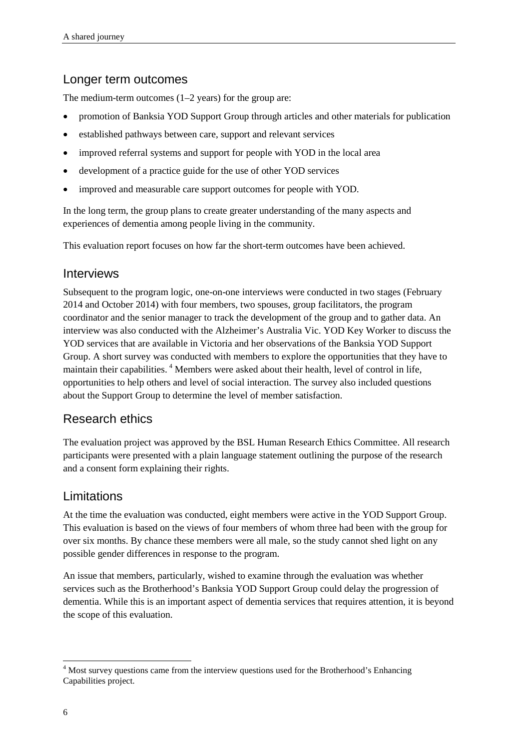## Longer term outcomes

The medium-term outcomes (1–2 years) for the group are:

- promotion of Banksia YOD Support Group through articles and other materials for publication
- established pathways between care, support and relevant services
- improved referral systems and support for people with YOD in the local area
- development of a practice guide for the use of other YOD services
- improved and measurable care support outcomes for people with YOD.

In the long term, the group plans to create greater understanding of the many aspects and experiences of dementia among people living in the community.

This evaluation report focuses on how far the short-term outcomes have been achieved.

## Interviews

Subsequent to the program logic, one-on-one interviews were conducted in two stages (February 2014 and October 2014) with four members, two spouses, group facilitators, the program coordinator and the senior manager to track the development of the group and to gather data. An interview was also conducted with the Alzheimer's Australia Vic. YOD Key Worker to discuss the YOD services that are available in Victoria and her observations of the Banksia YOD Support Group. A short survey was conducted with members to explore the opportunities that they have to maintain their capabilities.[4] Members were asked about their health, level of control in life, opportunities to help others and level of social interaction. The survey also included questions about the Support Group to determine the level of member satisfaction.

## Research ethics

The evaluation project was approved by the BSL Human Research Ethics Committee. All research participants were presented with a plain language statement outlining the purpose of the research and a consent form explaining their rights.

## Limitations

At the time the evaluation was conducted, eight members were active in the YOD Support Group. This evaluation is based on the views of four members of whom three had been with the group for over six months. By chance these members were all male, so the study cannot shed light on any possible gender differences in response to the program.

An issue that members, particularly, wished to examine through the evaluation was whether services such as the Brotherhood's Banksia YOD Support Group could delay the progression of dementia. While this is an important aspect of dementia services that requires attention, it is beyond the scope of this evaluation.

[4] Most survey questions came from the interview questions used for the Brotherhood's Enhancing Capabilities project.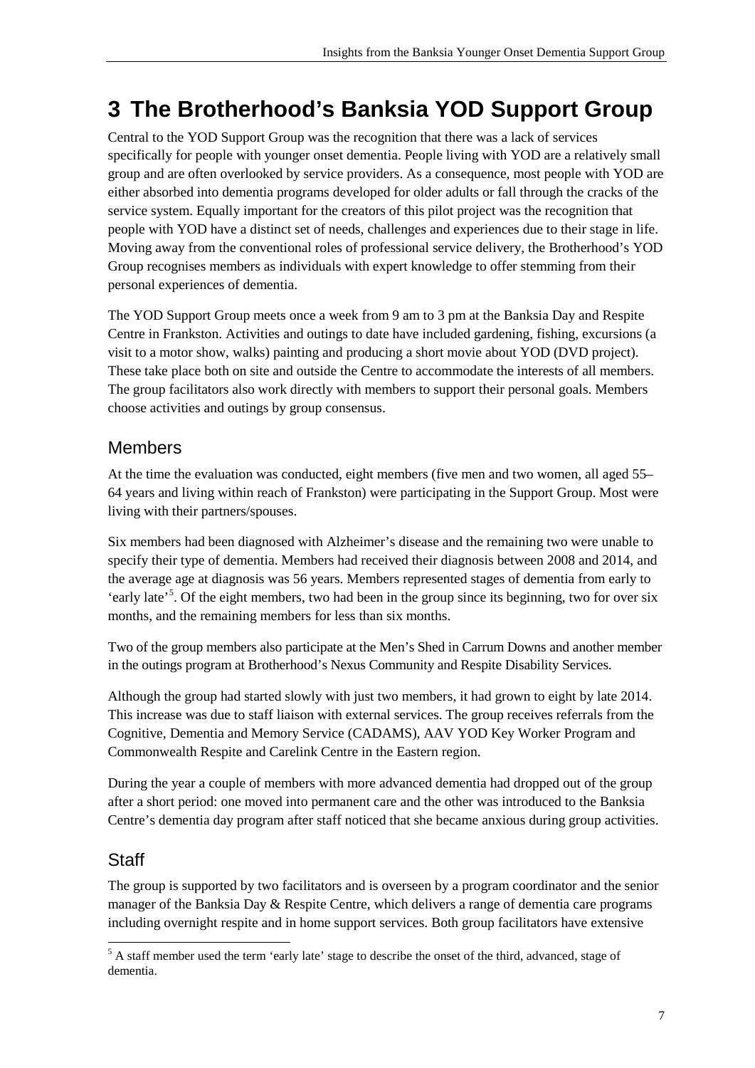# 3 The Brotherhood's Banksia YOD Support Group

Central to the YOD Support Group was the recognition that there was a lack of services specifically for people with younger onset dementia. People living with YOD are a relatively small group and are often overlooked by service providers. As a consequence, most people with YOD are either absorbed into dementia programs developed for older adults or fall through the cracks of the service system. Equally important for the creators of this pilot project was the recognition that people with YOD have a distinct set of needs, challenges and experiences due to their stage in life. Moving away from the conventional roles of professional service delivery, the Brotherhood's YOD Group recognises members as individuals with expert knowledge to offer stemming from their personal experiences of dementia.

The YOD Support Group meets once a week from 9 am to 3 pm at the Banksia Day and Respite Centre in Frankston. Activities and outings to date have included gardening, fishing, excursions (a visit to a motor show, walks) painting and producing a short movie about YOD (DVD project). These take place both on site and outside the Centre to accommodate the interests of all members. The group facilitators also work directly with members to support their personal goals. Members choose activities and outings by group consensus.

## Members

At the time the evaluation was conducted, eight members (five men and two women, all aged 55–64 years and living within reach of Frankston) were participating in the Support Group. Most were living with their partners/spouses.

Six members had been diagnosed with Alzheimer's disease and the remaining two were unable to specify their type of dementia. Members had received their diagnosis between 2008 and 2014, and the average age at diagnosis was 56 years. Members represented stages of dementia from early to 'early late'[5]. Of the eight members, two had been in the group since its beginning, two for over six months, and the remaining members for less than six months.

Two of the group members also participate at the Men's Shed in Carrum Downs and another member in the outings program at Brotherhood's Nexus Community and Respite Disability Services.

Although the group had started slowly with just two members, it had grown to eight by late 2014. This increase was due to staff liaison with external services. The group receives referrals from the Cognitive, Dementia and Memory Service (CADAMS), AAV YOD Key Worker Program and Commonwealth Respite and Carelink Centre in the Eastern region.

During the year a couple of members with more advanced dementia had dropped out of the group after a short period: one moved into permanent care and the other was introduced to the Banksia Centre's dementia day program after staff noticed that she became anxious during group activities.

## Staff

The group is supported by two facilitators and is overseen by a program coordinator and the senior manager of the Banksia Day & Respite Centre, which delivers a range of dementia care programs including overnight respite and in home support services. Both group facilitators have extensive

[5] A staff member used the term 'early late' stage to describe the onset of the third, advanced, stage of dementia.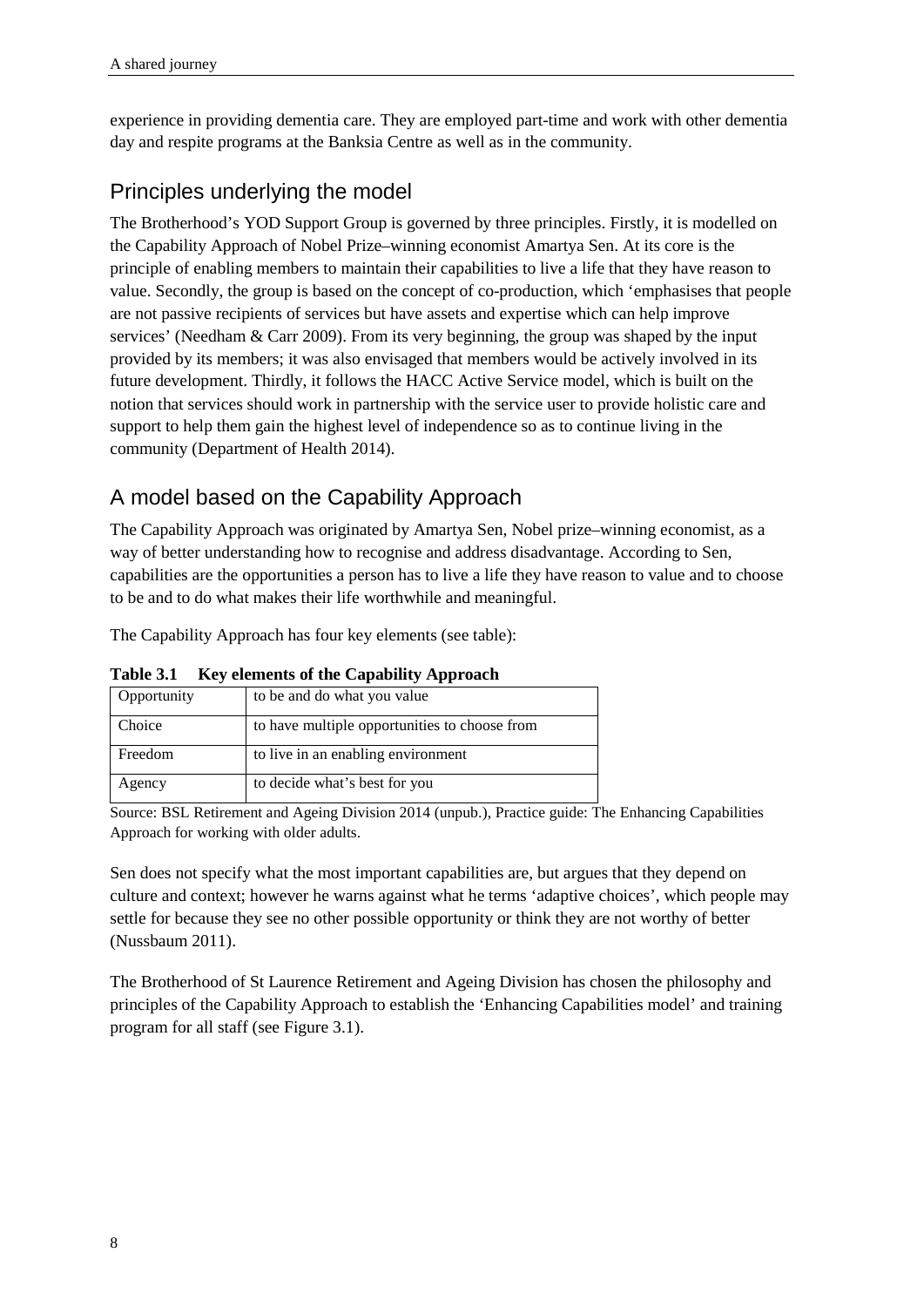experience in providing dementia care. They are employed part-time and work with other dementia day and respite programs at the Banksia Centre as well as in the community.

## Principles underlying the model

The Brotherhood's YOD Support Group is governed by three principles. Firstly, it is modelled on the Capability Approach of Nobel Prize–winning economist Amartya Sen. At its core is the principle of enabling members to maintain their capabilities to live a life that they have reason to value. Secondly, the group is based on the concept of co-production, which 'emphasises that people are not passive recipients of services but have assets and expertise which can help improve services' (Needham & Carr 2009). From its very beginning, the group was shaped by the input provided by its members; it was also envisaged that members would be actively involved in its future development. Thirdly, it follows the HACC Active Service model, which is built on the notion that services should work in partnership with the service user to provide holistic care and support to help them gain the highest level of independence so as to continue living in the community (Department of Health 2014).

## A model based on the Capability Approach

The Capability Approach was originated by Amartya Sen, Nobel prize–winning economist, as a way of better understanding how to recognise and address disadvantage. According to Sen, capabilities are the opportunities a person has to live a life they have reason to value and to choose to be and to do what makes their life worthwhile and meaningful.

The Capability Approach has four key elements (see table):

**Table 3.1 Key elements of the Capability Approach**

| | |
|---|---|
| Opportunity | to be and do what you value |
| Choice | to have multiple opportunities to choose from |
| Freedom | to live in an enabling environment |
| Agency | to decide what's best for you |

Source: BSL Retirement and Ageing Division 2014 (unpub.), Practice guide: The Enhancing Capabilities Approach for working with older adults.

Sen does not specify what the most important capabilities are, but argues that they depend on culture and context; however he warns against what he terms 'adaptive choices', which people may settle for because they see no other possible opportunity or think they are not worthy of better (Nussbaum 2011).

The Brotherhood of St Laurence Retirement and Ageing Division has chosen the philosophy and principles of the Capability Approach to establish the 'Enhancing Capabilities model' and training program for all staff (see Figure 3.1).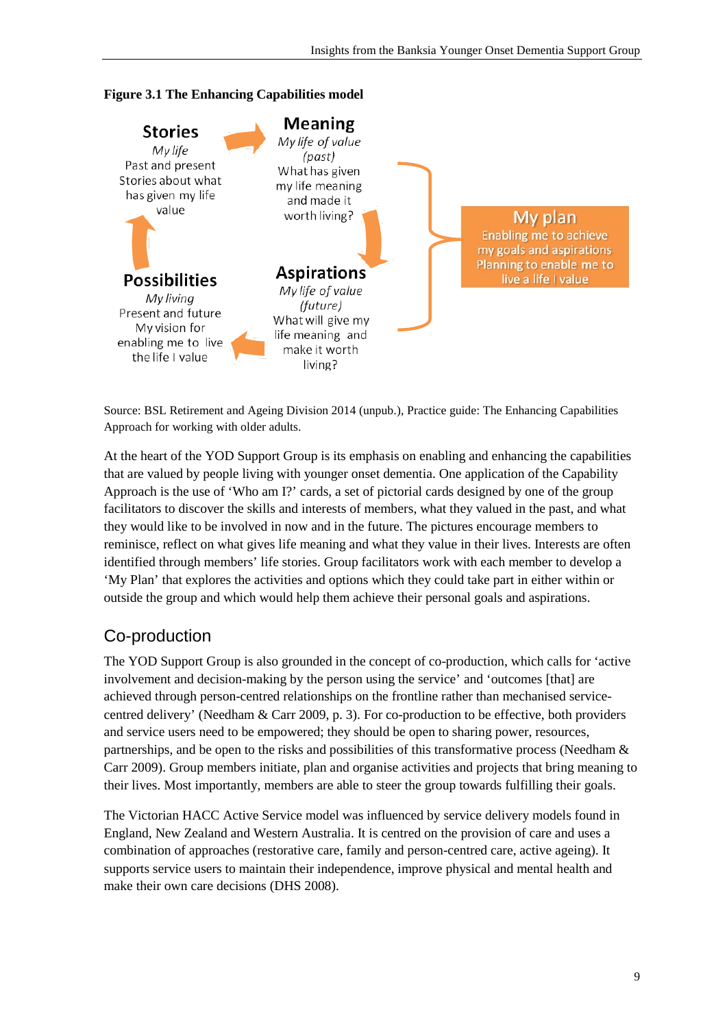**Figure 3.1 The Enhancing Capabilities model**

**Stories**
*My life*
Past and present
Stories about what has given my life value

**Meaning**
*My life of value (past)*
What has given my life meaning and made it worth living?

**Aspirations**
*My life of value (future)*
What will give my life meaning and make it worth living?

**Possibilities**
*My living*
Present and future
My vision for enabling me to live the life I value

**My plan**
Enabling me to achieve my goals and aspirations
Planning to enable me to live a life I value

Source: BSL Retirement and Ageing Division 2014 (unpub.), Practice guide: The Enhancing Capabilities Approach for working with older adults.

At the heart of the YOD Support Group is its emphasis on enabling and enhancing the capabilities that are valued by people living with younger onset dementia. One application of the Capability Approach is the use of 'Who am I?' cards, a set of pictorial cards designed by one of the group facilitators to discover the skills and interests of members, what they valued in the past, and what they would like to be involved in now and in the future. The pictures encourage members to reminisce, reflect on what gives life meaning and what they value in their lives. Interests are often identified through members' life stories. Group facilitators work with each member to develop a 'My Plan' that explores the activities and options which they could take part in either within or outside the group and which would help them achieve their personal goals and aspirations.

## Co-production

The YOD Support Group is also grounded in the concept of co-production, which calls for 'active involvement and decision-making by the person using the service' and 'outcomes [that] are achieved through person-centred relationships on the frontline rather than mechanised service-centred delivery' (Needham & Carr 2009, p. 3). For co-production to be effective, both providers and service users need to be empowered; they should be open to sharing power, resources, partnerships, and be open to the risks and possibilities of this transformative process (Needham & Carr 2009). Group members initiate, plan and organise activities and projects that bring meaning to their lives. Most importantly, members are able to steer the group towards fulfilling their goals.

The Victorian HACC Active Service model was influenced by service delivery models found in England, New Zealand and Western Australia. It is centred on the provision of care and uses a combination of approaches (restorative care, family and person-centred care, active ageing). It supports service users to maintain their independence, improve physical and mental health and make their own care decisions (DHS 2008).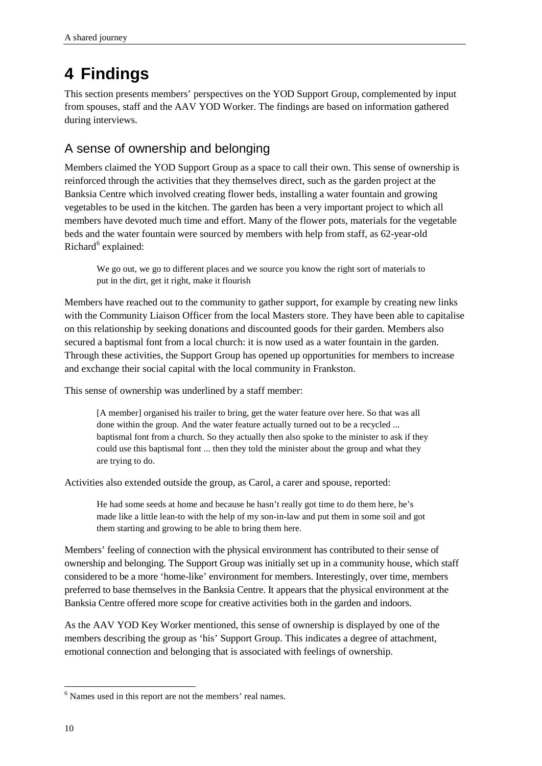# 4 Findings

This section presents members' perspectives on the YOD Support Group, complemented by input from spouses, staff and the AAV YOD Worker. The findings are based on information gathered during interviews.

## A sense of ownership and belonging

Members claimed the YOD Support Group as a space to call their own. This sense of ownership is reinforced through the activities that they themselves direct, such as the garden project at the Banksia Centre which involved creating flower beds, installing a water fountain and growing vegetables to be used in the kitchen. The garden has been a very important project to which all members have devoted much time and effort. Many of the flower pots, materials for the vegetable beds and the water fountain were sourced by members with help from staff, as 62-year-old Richard[6] explained:

> We go out, we go to different places and we source you know the right sort of materials to put in the dirt, get it right, make it flourish

Members have reached out to the community to gather support, for example by creating new links with the Community Liaison Officer from the local Masters store. They have been able to capitalise on this relationship by seeking donations and discounted goods for their garden. Members also secured a baptismal font from a local church: it is now used as a water fountain in the garden. Through these activities, the Support Group has opened up opportunities for members to increase and exchange their social capital with the local community in Frankston.

This sense of ownership was underlined by a staff member:

> [A member] organised his trailer to bring, get the water feature over here. So that was all done within the group. And the water feature actually turned out to be a recycled ... baptismal font from a church. So they actually then also spoke to the minister to ask if they could use this baptismal font ... then they told the minister about the group and what they are trying to do.

Activities also extended outside the group, as Carol, a carer and spouse, reported:

> He had some seeds at home and because he hasn't really got time to do them here, he's made like a little lean-to with the help of my son-in-law and put them in some soil and got them starting and growing to be able to bring them here.

Members' feeling of connection with the physical environment has contributed to their sense of ownership and belonging. The Support Group was initially set up in a community house, which staff considered to be a more 'home-like' environment for members. Interestingly, over time, members preferred to base themselves in the Banksia Centre. It appears that the physical environment at the Banksia Centre offered more scope for creative activities both in the garden and indoors.

As the AAV YOD Key Worker mentioned, this sense of ownership is displayed by one of the members describing the group as 'his' Support Group. This indicates a degree of attachment, emotional connection and belonging that is associated with feelings of ownership.

---

[6] Names used in this report are not the members' real names.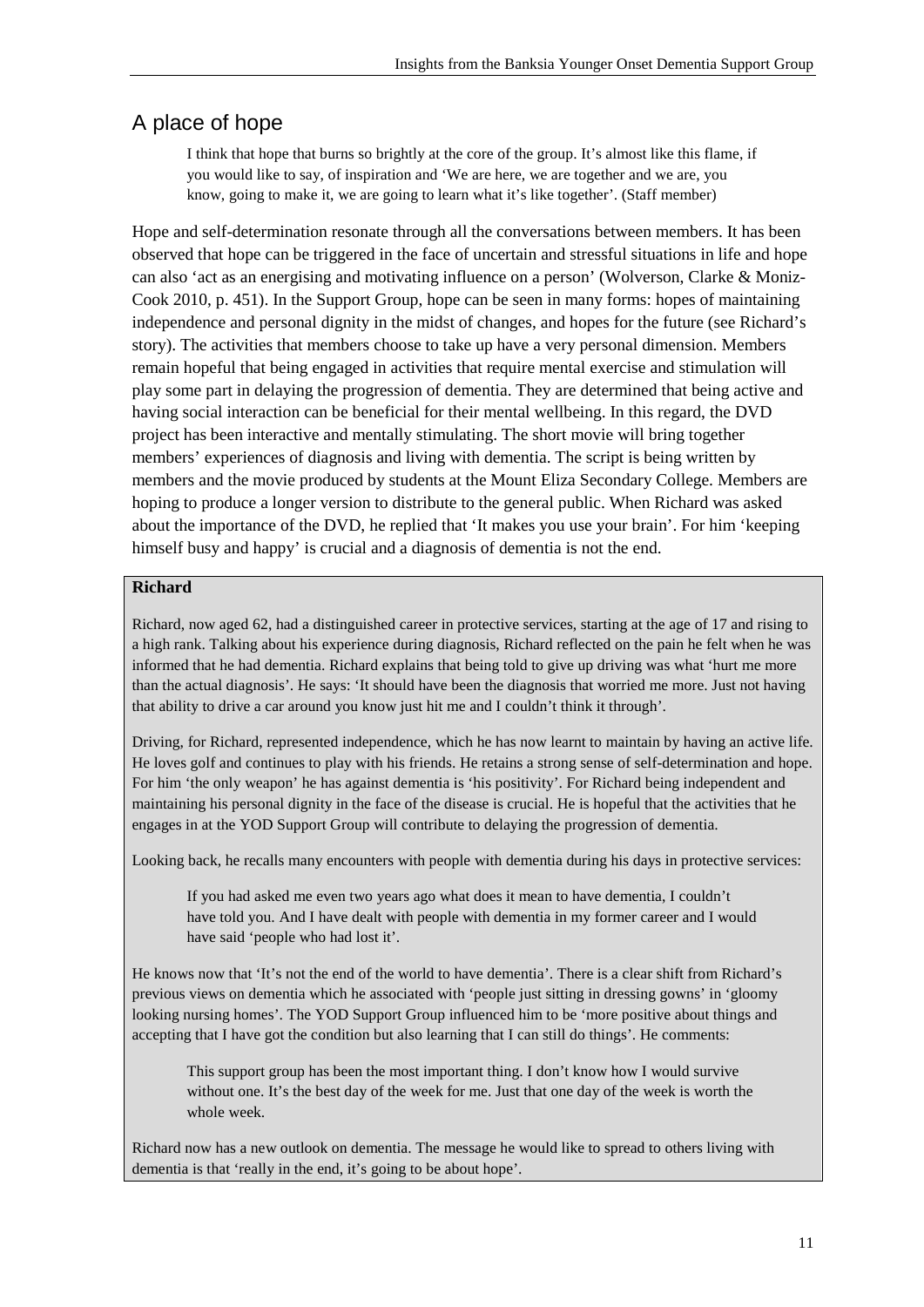## A place of hope

> I think that hope that burns so brightly at the core of the group. It's almost like this flame, if you would like to say, of inspiration and 'We are here, we are together and we are, you know, going to make it, we are going to learn what it's like together'. (Staff member)

Hope and self-determination resonate through all the conversations between members. It has been observed that hope can be triggered in the face of uncertain and stressful situations in life and hope can also 'act as an energising and motivating influence on a person' (Wolverson, Clarke & Moniz-Cook 2010, p. 451). In the Support Group, hope can be seen in many forms: hopes of maintaining independence and personal dignity in the midst of changes, and hopes for the future (see Richard's story). The activities that members choose to take up have a very personal dimension. Members remain hopeful that being engaged in activities that require mental exercise and stimulation will play some part in delaying the progression of dementia. They are determined that being active and having social interaction can be beneficial for their mental wellbeing. In this regard, the DVD project has been interactive and mentally stimulating. The short movie will bring together members' experiences of diagnosis and living with dementia. The script is being written by members and the movie produced by students at the Mount Eliza Secondary College. Members are hoping to produce a longer version to distribute to the general public. When Richard was asked about the importance of the DVD, he replied that 'It makes you use your brain'. For him 'keeping himself busy and happy' is crucial and a diagnosis of dementia is not the end.

**Richard**

Richard, now aged 62, had a distinguished career in protective services, starting at the age of 17 and rising to a high rank. Talking about his experience during diagnosis, Richard reflected on the pain he felt when he was informed that he had dementia. Richard explains that being told to give up driving was what 'hurt me more than the actual diagnosis'. He says: 'It should have been the diagnosis that worried me more. Just not having that ability to drive a car around you know just hit me and I couldn't think it through'.

Driving, for Richard, represented independence, which he has now learnt to maintain by having an active life. He loves golf and continues to play with his friends. He retains a strong sense of self-determination and hope. For him 'the only weapon' he has against dementia is 'his positivity'. For Richard being independent and maintaining his personal dignity in the face of the disease is crucial. He is hopeful that the activities that he engages in at the YOD Support Group will contribute to delaying the progression of dementia.

Looking back, he recalls many encounters with people with dementia during his days in protective services:

> If you had asked me even two years ago what does it mean to have dementia, I couldn't have told you. And I have dealt with people with dementia in my former career and I would have said 'people who had lost it'.

He knows now that 'It's not the end of the world to have dementia'. There is a clear shift from Richard's previous views on dementia which he associated with 'people just sitting in dressing gowns' in 'gloomy looking nursing homes'. The YOD Support Group influenced him to be 'more positive about things and accepting that I have got the condition but also learning that I can still do things'. He comments:

> This support group has been the most important thing. I don't know how I would survive without one. It's the best day of the week for me. Just that one day of the week is worth the whole week.

Richard now has a new outlook on dementia. The message he would like to spread to others living with dementia is that 'really in the end, it's going to be about hope'.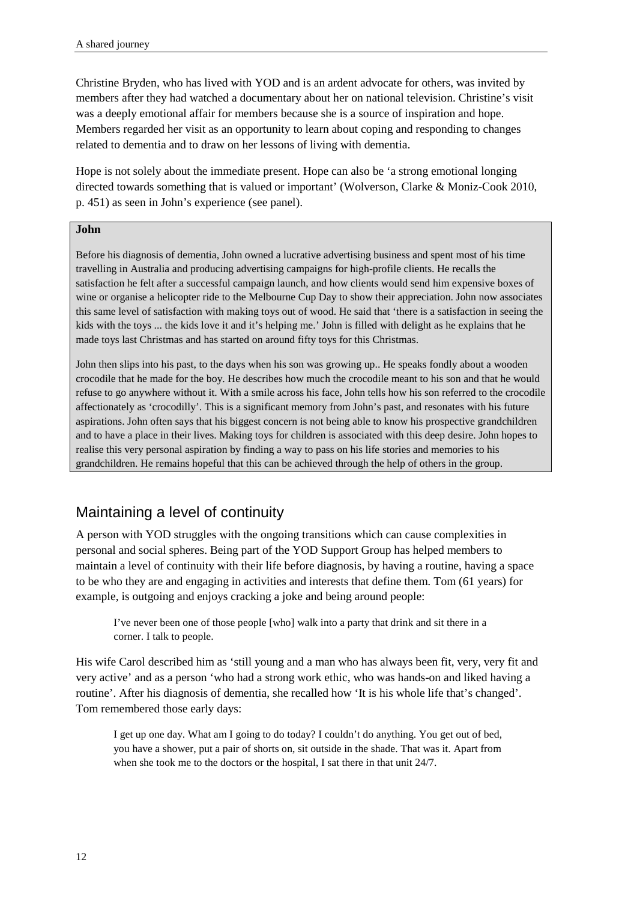Christine Bryden, who has lived with YOD and is an ardent advocate for others, was invited by members after they had watched a documentary about her on national television. Christine's visit was a deeply emotional affair for members because she is a source of inspiration and hope. Members regarded her visit as an opportunity to learn about coping and responding to changes related to dementia and to draw on her lessons of living with dementia.

Hope is not solely about the immediate present. Hope can also be 'a strong emotional longing directed towards something that is valued or important' (Wolverson, Clarke & Moniz-Cook 2010, p. 451) as seen in John's experience (see panel).

> **John**
>
> Before his diagnosis of dementia, John owned a lucrative advertising business and spent most of his time travelling in Australia and producing advertising campaigns for high-profile clients. He recalls the satisfaction he felt after a successful campaign launch, and how clients would send him expensive boxes of wine or organise a helicopter ride to the Melbourne Cup Day to show their appreciation. John now associates this same level of satisfaction with making toys out of wood. He said that 'there is a satisfaction in seeing the kids with the toys ... the kids love it and it's helping me.' John is filled with delight as he explains that he made toys last Christmas and has started on around fifty toys for this Christmas.
>
> John then slips into his past, to the days when his son was growing up.. He speaks fondly about a wooden crocodile that he made for the boy. He describes how much the crocodile meant to his son and that he would refuse to go anywhere without it. With a smile across his face, John tells how his son referred to the crocodile affectionately as 'crocodilly'. This is a significant memory from John's past, and resonates with his future aspirations. John often says that his biggest concern is not being able to know his prospective grandchildren and to have a place in their lives. Making toys for children is associated with this deep desire. John hopes to realise this very personal aspiration by finding a way to pass on his life stories and memories to his grandchildren. He remains hopeful that this can be achieved through the help of others in the group.

## Maintaining a level of continuity

A person with YOD struggles with the ongoing transitions which can cause complexities in personal and social spheres. Being part of the YOD Support Group has helped members to maintain a level of continuity with their life before diagnosis, by having a routine, having a space to be who they are and engaging in activities and interests that define them. Tom (61 years) for example, is outgoing and enjoys cracking a joke and being around people:

> I've never been one of those people [who] walk into a party that drink and sit there in a corner. I talk to people.

His wife Carol described him as 'still young and a man who has always been fit, very, very fit and very active' and as a person 'who had a strong work ethic, who was hands-on and liked having a routine'. After his diagnosis of dementia, she recalled how 'It is his whole life that's changed'. Tom remembered those early days:

> I get up one day. What am I going to do today? I couldn't do anything. You get out of bed, you have a shower, put a pair of shorts on, sit outside in the shade. That was it. Apart from when she took me to the doctors or the hospital, I sat there in that unit 24/7.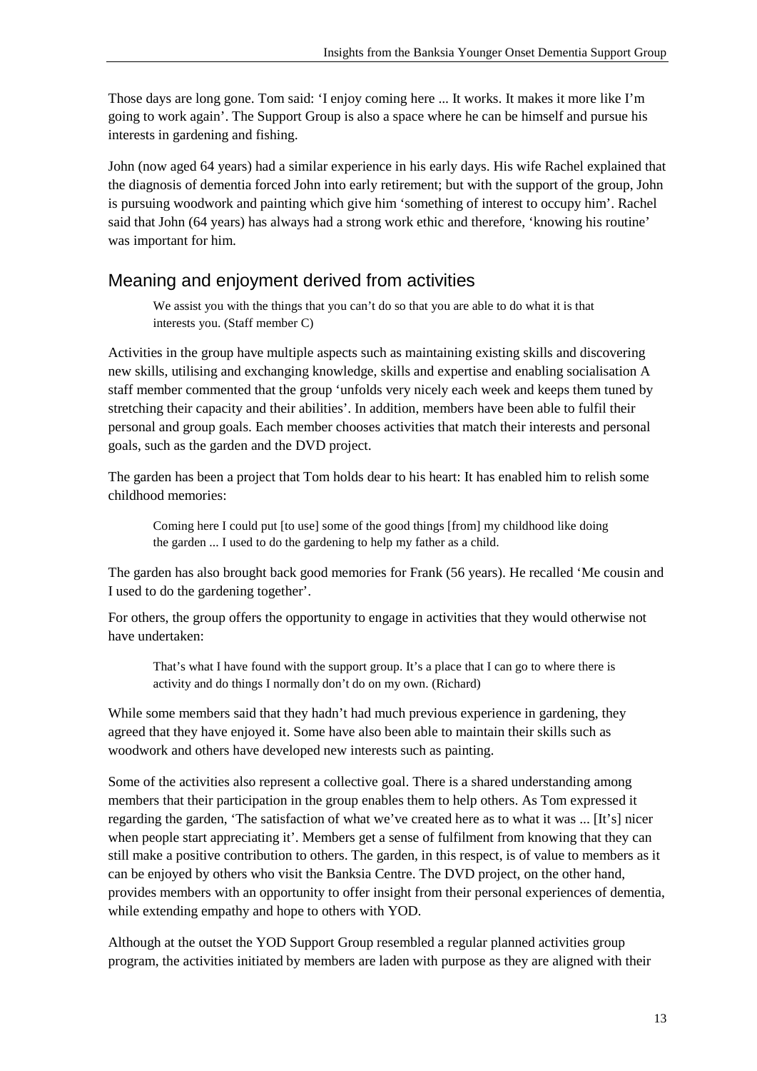Those days are long gone. Tom said: 'I enjoy coming here ... It works. It makes it more like I'm going to work again'. The Support Group is also a space where he can be himself and pursue his interests in gardening and fishing.

John (now aged 64 years) had a similar experience in his early days. His wife Rachel explained that the diagnosis of dementia forced John into early retirement; but with the support of the group, John is pursuing woodwork and painting which give him 'something of interest to occupy him'. Rachel said that John (64 years) has always had a strong work ethic and therefore, 'knowing his routine' was important for him.

## Meaning and enjoyment derived from activities

> We assist you with the things that you can't do so that you are able to do what it is that interests you. (Staff member C)

Activities in the group have multiple aspects such as maintaining existing skills and discovering new skills, utilising and exchanging knowledge, skills and expertise and enabling socialisation A staff member commented that the group 'unfolds very nicely each week and keeps them tuned by stretching their capacity and their abilities'. In addition, members have been able to fulfil their personal and group goals. Each member chooses activities that match their interests and personal goals, such as the garden and the DVD project.

The garden has been a project that Tom holds dear to his heart: It has enabled him to relish some childhood memories:

> Coming here I could put [to use] some of the good things [from] my childhood like doing the garden ... I used to do the gardening to help my father as a child.

The garden has also brought back good memories for Frank (56 years). He recalled 'Me cousin and I used to do the gardening together'.

For others, the group offers the opportunity to engage in activities that they would otherwise not have undertaken:

> That's what I have found with the support group. It's a place that I can go to where there is activity and do things I normally don't do on my own. (Richard)

While some members said that they hadn't had much previous experience in gardening, they agreed that they have enjoyed it. Some have also been able to maintain their skills such as woodwork and others have developed new interests such as painting.

Some of the activities also represent a collective goal. There is a shared understanding among members that their participation in the group enables them to help others. As Tom expressed it regarding the garden, 'The satisfaction of what we've created here as to what it was ... [It's] nicer when people start appreciating it'. Members get a sense of fulfilment from knowing that they can still make a positive contribution to others. The garden, in this respect, is of value to members as it can be enjoyed by others who visit the Banksia Centre. The DVD project, on the other hand, provides members with an opportunity to offer insight from their personal experiences of dementia, while extending empathy and hope to others with YOD.

Although at the outset the YOD Support Group resembled a regular planned activities group program, the activities initiated by members are laden with purpose as they are aligned with their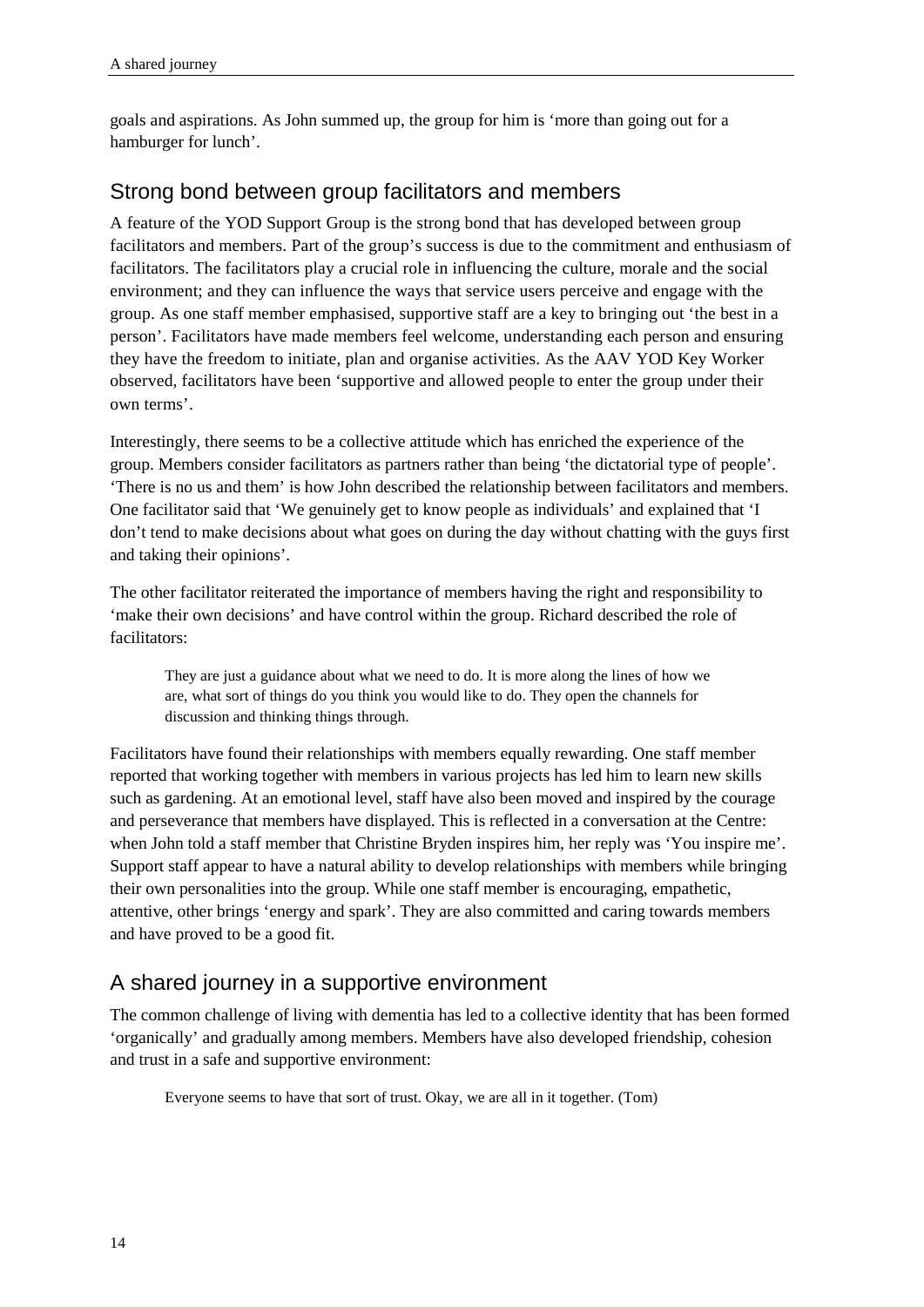goals and aspirations. As John summed up, the group for him is 'more than going out for a hamburger for lunch'.

## Strong bond between group facilitators and members

A feature of the YOD Support Group is the strong bond that has developed between group facilitators and members. Part of the group's success is due to the commitment and enthusiasm of facilitators. The facilitators play a crucial role in influencing the culture, morale and the social environment; and they can influence the ways that service users perceive and engage with the group. As one staff member emphasised, supportive staff are a key to bringing out 'the best in a person'. Facilitators have made members feel welcome, understanding each person and ensuring they have the freedom to initiate, plan and organise activities. As the AAV YOD Key Worker observed, facilitators have been 'supportive and allowed people to enter the group under their own terms'.

Interestingly, there seems to be a collective attitude which has enriched the experience of the group. Members consider facilitators as partners rather than being 'the dictatorial type of people'. 'There is no us and them' is how John described the relationship between facilitators and members. One facilitator said that 'We genuinely get to know people as individuals' and explained that 'I don't tend to make decisions about what goes on during the day without chatting with the guys first and taking their opinions'.

The other facilitator reiterated the importance of members having the right and responsibility to 'make their own decisions' and have control within the group. Richard described the role of facilitators:

> They are just a guidance about what we need to do. It is more along the lines of how we are, what sort of things do you think you would like to do. They open the channels for discussion and thinking things through.

Facilitators have found their relationships with members equally rewarding. One staff member reported that working together with members in various projects has led him to learn new skills such as gardening. At an emotional level, staff have also been moved and inspired by the courage and perseverance that members have displayed. This is reflected in a conversation at the Centre: when John told a staff member that Christine Bryden inspires him, her reply was 'You inspire me'. Support staff appear to have a natural ability to develop relationships with members while bringing their own personalities into the group. While one staff member is encouraging, empathetic, attentive, other brings 'energy and spark'. They are also committed and caring towards members and have proved to be a good fit.

## A shared journey in a supportive environment

The common challenge of living with dementia has led to a collective identity that has been formed 'organically' and gradually among members. Members have also developed friendship, cohesion and trust in a safe and supportive environment:

> Everyone seems to have that sort of trust. Okay, we are all in it together. (Tom)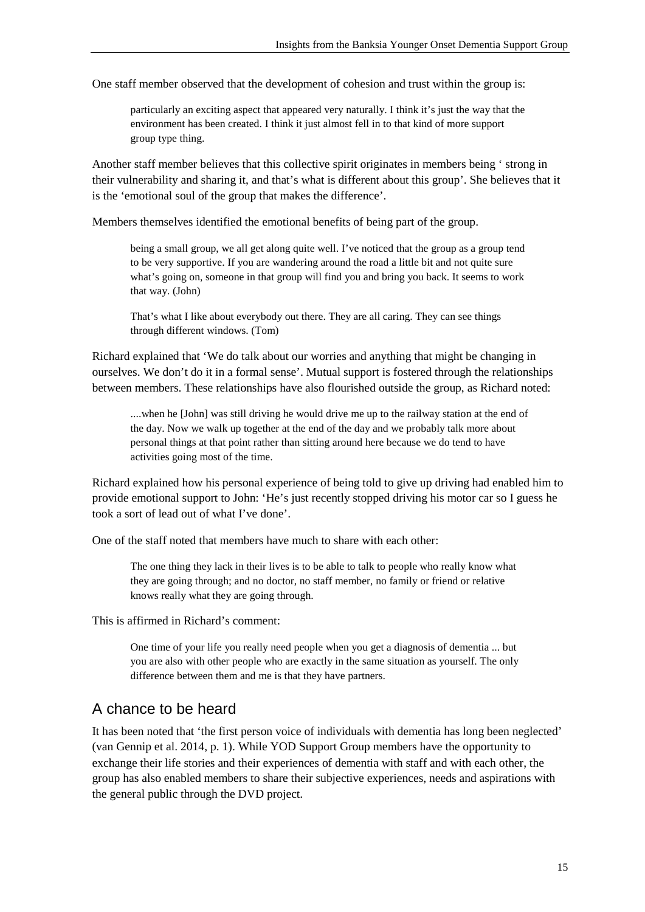One staff member observed that the development of cohesion and trust within the group is:

> particularly an exciting aspect that appeared very naturally. I think it's just the way that the environment has been created. I think it just almost fell in to that kind of more support group type thing.

Another staff member believes that this collective spirit originates in members being ' strong in their vulnerability and sharing it, and that's what is different about this group'. She believes that it is the 'emotional soul of the group that makes the difference'.

Members themselves identified the emotional benefits of being part of the group.

> being a small group, we all get along quite well. I've noticed that the group as a group tend to be very supportive. If you are wandering around the road a little bit and not quite sure what's going on, someone in that group will find you and bring you back. It seems to work that way. (John)

> That's what I like about everybody out there. They are all caring. They can see things through different windows. (Tom)

Richard explained that 'We do talk about our worries and anything that might be changing in ourselves. We don't do it in a formal sense'. Mutual support is fostered through the relationships between members. These relationships have also flourished outside the group, as Richard noted:

> ....when he [John] was still driving he would drive me up to the railway station at the end of the day. Now we walk up together at the end of the day and we probably talk more about personal things at that point rather than sitting around here because we do tend to have activities going most of the time.

Richard explained how his personal experience of being told to give up driving had enabled him to provide emotional support to John: 'He's just recently stopped driving his motor car so I guess he took a sort of lead out of what I've done'.

One of the staff noted that members have much to share with each other:

> The one thing they lack in their lives is to be able to talk to people who really know what they are going through; and no doctor, no staff member, no family or friend or relative knows really what they are going through.

This is affirmed in Richard's comment:

> One time of your life you really need people when you get a diagnosis of dementia ... but you are also with other people who are exactly in the same situation as yourself. The only difference between them and me is that they have partners.

## A chance to be heard

It has been noted that 'the first person voice of individuals with dementia has long been neglected' (van Gennip et al. 2014, p. 1). While YOD Support Group members have the opportunity to exchange their life stories and their experiences of dementia with staff and with each other, the group has also enabled members to share their subjective experiences, needs and aspirations with the general public through the DVD project.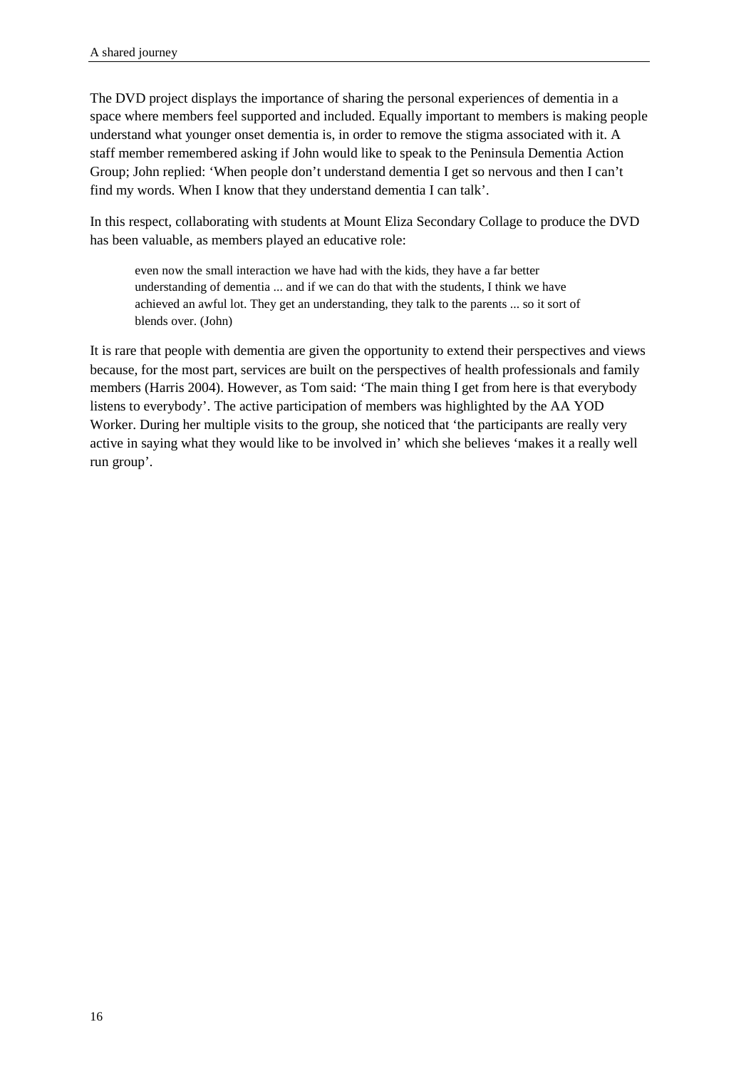The DVD project displays the importance of sharing the personal experiences of dementia in a space where members feel supported and included. Equally important to members is making people understand what younger onset dementia is, in order to remove the stigma associated with it. A staff member remembered asking if John would like to speak to the Peninsula Dementia Action Group; John replied: 'When people don't understand dementia I get so nervous and then I can't find my words. When I know that they understand dementia I can talk'.

In this respect, collaborating with students at Mount Eliza Secondary Collage to produce the DVD has been valuable, as members played an educative role:

> even now the small interaction we have had with the kids, they have a far better understanding of dementia ... and if we can do that with the students, I think we have achieved an awful lot. They get an understanding, they talk to the parents ... so it sort of blends over. (John)

It is rare that people with dementia are given the opportunity to extend their perspectives and views because, for the most part, services are built on the perspectives of health professionals and family members (Harris 2004). However, as Tom said: 'The main thing I get from here is that everybody listens to everybody'. The active participation of members was highlighted by the AA YOD Worker. During her multiple visits to the group, she noticed that 'the participants are really very active in saying what they would like to be involved in' which she believes 'makes it a really well run group'.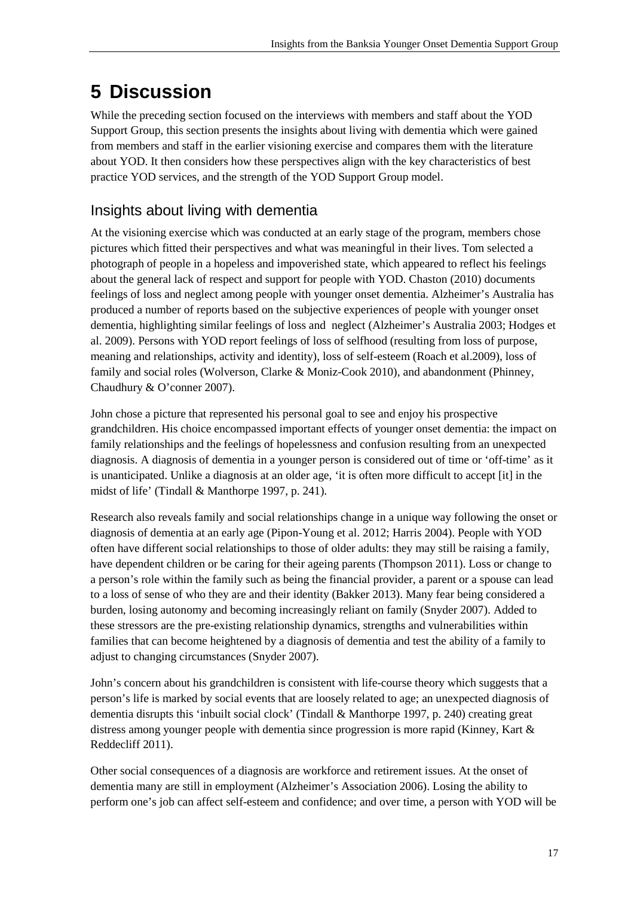# 5 Discussion

While the preceding section focused on the interviews with members and staff about the YOD Support Group, this section presents the insights about living with dementia which were gained from members and staff in the earlier visioning exercise and compares them with the literature about YOD. It then considers how these perspectives align with the key characteristics of best practice YOD services, and the strength of the YOD Support Group model.

## Insights about living with dementia

At the visioning exercise which was conducted at an early stage of the program, members chose pictures which fitted their perspectives and what was meaningful in their lives. Tom selected a photograph of people in a hopeless and impoverished state, which appeared to reflect his feelings about the general lack of respect and support for people with YOD. Chaston (2010) documents feelings of loss and neglect among people with younger onset dementia. Alzheimer's Australia has produced a number of reports based on the subjective experiences of people with younger onset dementia, highlighting similar feelings of loss and neglect (Alzheimer's Australia 2003; Hodges et al. 2009). Persons with YOD report feelings of loss of selfhood (resulting from loss of purpose, meaning and relationships, activity and identity), loss of self-esteem (Roach et al.2009), loss of family and social roles (Wolverson, Clarke & Moniz-Cook 2010), and abandonment (Phinney, Chaudhury & O'conner 2007).

John chose a picture that represented his personal goal to see and enjoy his prospective grandchildren. His choice encompassed important effects of younger onset dementia: the impact on family relationships and the feelings of hopelessness and confusion resulting from an unexpected diagnosis. A diagnosis of dementia in a younger person is considered out of time or 'off-time' as it is unanticipated. Unlike a diagnosis at an older age, 'it is often more difficult to accept [it] in the midst of life' (Tindall & Manthorpe 1997, p. 241).

Research also reveals family and social relationships change in a unique way following the onset or diagnosis of dementia at an early age (Pipon-Young et al. 2012; Harris 2004). People with YOD often have different social relationships to those of older adults: they may still be raising a family, have dependent children or be caring for their ageing parents (Thompson 2011). Loss or change to a person's role within the family such as being the financial provider, a parent or a spouse can lead to a loss of sense of who they are and their identity (Bakker 2013). Many fear being considered a burden, losing autonomy and becoming increasingly reliant on family (Snyder 2007). Added to these stressors are the pre-existing relationship dynamics, strengths and vulnerabilities within families that can become heightened by a diagnosis of dementia and test the ability of a family to adjust to changing circumstances (Snyder 2007).

John's concern about his grandchildren is consistent with life-course theory which suggests that a person's life is marked by social events that are loosely related to age; an unexpected diagnosis of dementia disrupts this 'inbuilt social clock' (Tindall & Manthorpe 1997, p. 240) creating great distress among younger people with dementia since progression is more rapid (Kinney, Kart & Reddecliff 2011).

Other social consequences of a diagnosis are workforce and retirement issues. At the onset of dementia many are still in employment (Alzheimer's Association 2006). Losing the ability to perform one's job can affect self-esteem and confidence; and over time, a person with YOD will be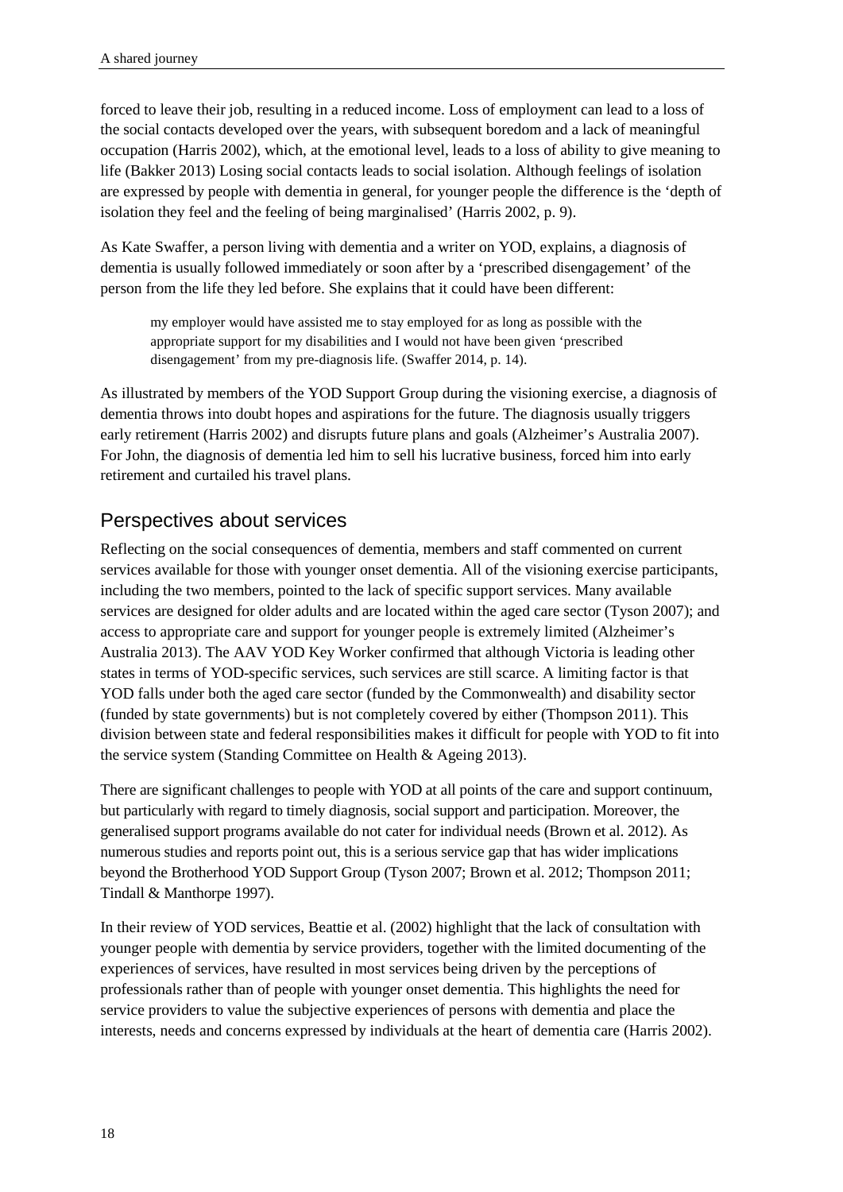forced to leave their job, resulting in a reduced income. Loss of employment can lead to a loss of the social contacts developed over the years, with subsequent boredom and a lack of meaningful occupation (Harris 2002), which, at the emotional level, leads to a loss of ability to give meaning to life (Bakker 2013) Losing social contacts leads to social isolation. Although feelings of isolation are expressed by people with dementia in general, for younger people the difference is the 'depth of isolation they feel and the feeling of being marginalised' (Harris 2002, p. 9).

As Kate Swaffer, a person living with dementia and a writer on YOD, explains, a diagnosis of dementia is usually followed immediately or soon after by a 'prescribed disengagement' of the person from the life they led before. She explains that it could have been different:

> my employer would have assisted me to stay employed for as long as possible with the appropriate support for my disabilities and I would not have been given 'prescribed disengagement' from my pre-diagnosis life. (Swaffer 2014, p. 14).

As illustrated by members of the YOD Support Group during the visioning exercise, a diagnosis of dementia throws into doubt hopes and aspirations for the future. The diagnosis usually triggers early retirement (Harris 2002) and disrupts future plans and goals (Alzheimer's Australia 2007). For John, the diagnosis of dementia led him to sell his lucrative business, forced him into early retirement and curtailed his travel plans.

## Perspectives about services

Reflecting on the social consequences of dementia, members and staff commented on current services available for those with younger onset dementia. All of the visioning exercise participants, including the two members, pointed to the lack of specific support services. Many available services are designed for older adults and are located within the aged care sector (Tyson 2007); and access to appropriate care and support for younger people is extremely limited (Alzheimer's Australia 2013). The AAV YOD Key Worker confirmed that although Victoria is leading other states in terms of YOD-specific services, such services are still scarce. A limiting factor is that YOD falls under both the aged care sector (funded by the Commonwealth) and disability sector (funded by state governments) but is not completely covered by either (Thompson 2011). This division between state and federal responsibilities makes it difficult for people with YOD to fit into the service system (Standing Committee on Health & Ageing 2013).

There are significant challenges to people with YOD at all points of the care and support continuum, but particularly with regard to timely diagnosis, social support and participation. Moreover, the generalised support programs available do not cater for individual needs (Brown et al. 2012). As numerous studies and reports point out, this is a serious service gap that has wider implications beyond the Brotherhood YOD Support Group (Tyson 2007; Brown et al. 2012; Thompson 2011; Tindall & Manthorpe 1997).

In their review of YOD services, Beattie et al. (2002) highlight that the lack of consultation with younger people with dementia by service providers, together with the limited documenting of the experiences of services, have resulted in most services being driven by the perceptions of professionals rather than of people with younger onset dementia. This highlights the need for service providers to value the subjective experiences of persons with dementia and place the interests, needs and concerns expressed by individuals at the heart of dementia care (Harris 2002).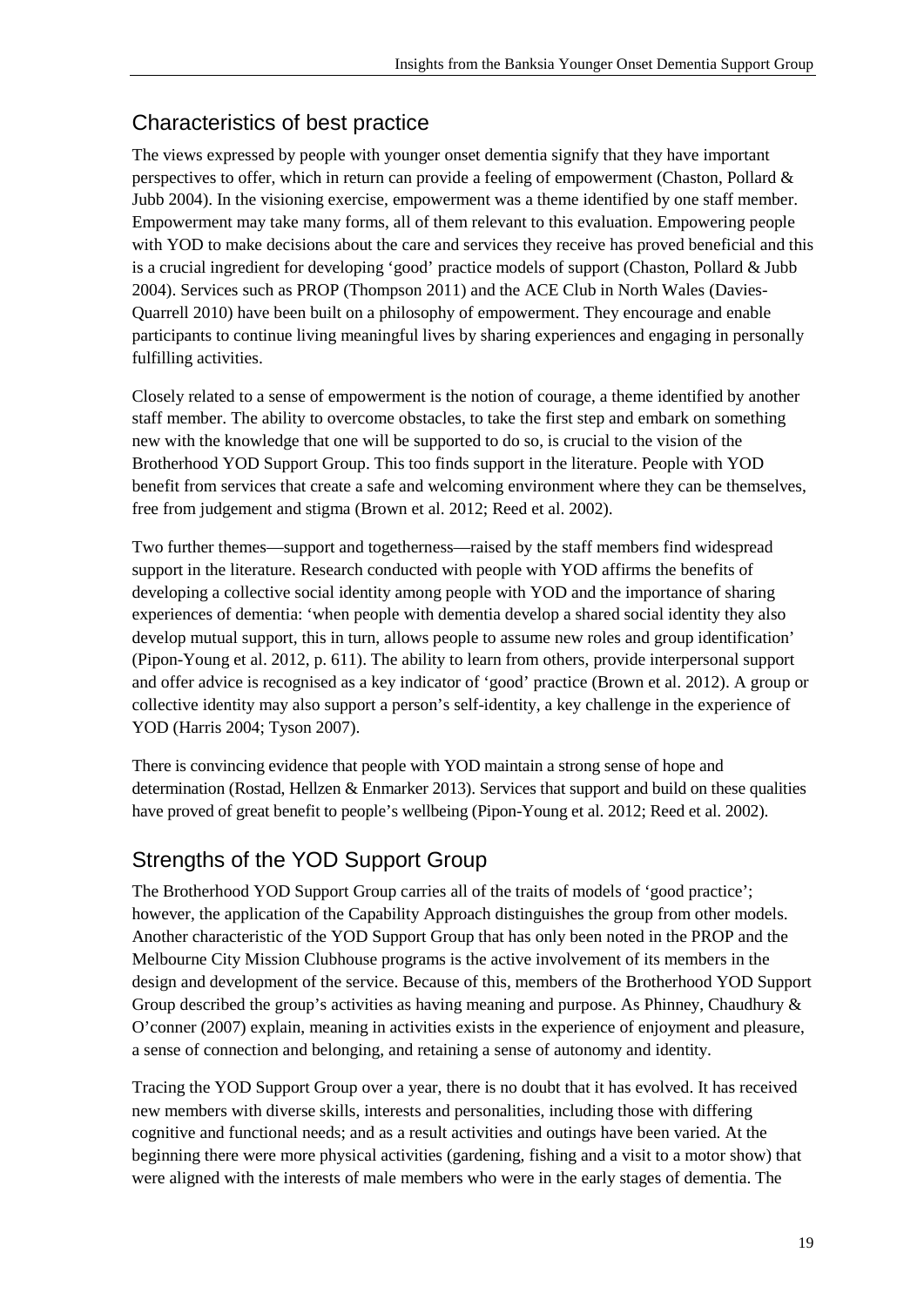## Characteristics of best practice

The views expressed by people with younger onset dementia signify that they have important perspectives to offer, which in return can provide a feeling of empowerment (Chaston, Pollard & Jubb 2004). In the visioning exercise, empowerment was a theme identified by one staff member. Empowerment may take many forms, all of them relevant to this evaluation. Empowering people with YOD to make decisions about the care and services they receive has proved beneficial and this is a crucial ingredient for developing 'good' practice models of support (Chaston, Pollard & Jubb 2004). Services such as PROP (Thompson 2011) and the ACE Club in North Wales (Davies-Quarrell 2010) have been built on a philosophy of empowerment. They encourage and enable participants to continue living meaningful lives by sharing experiences and engaging in personally fulfilling activities.

Closely related to a sense of empowerment is the notion of courage, a theme identified by another staff member. The ability to overcome obstacles, to take the first step and embark on something new with the knowledge that one will be supported to do so, is crucial to the vision of the Brotherhood YOD Support Group. This too finds support in the literature. People with YOD benefit from services that create a safe and welcoming environment where they can be themselves, free from judgement and stigma (Brown et al. 2012; Reed et al. 2002).

Two further themes—support and togetherness—raised by the staff members find widespread support in the literature. Research conducted with people with YOD affirms the benefits of developing a collective social identity among people with YOD and the importance of sharing experiences of dementia: 'when people with dementia develop a shared social identity they also develop mutual support, this in turn, allows people to assume new roles and group identification' (Pipon-Young et al. 2012, p. 611). The ability to learn from others, provide interpersonal support and offer advice is recognised as a key indicator of 'good' practice (Brown et al. 2012). A group or collective identity may also support a person's self-identity, a key challenge in the experience of YOD (Harris 2004; Tyson 2007).

There is convincing evidence that people with YOD maintain a strong sense of hope and determination (Rostad, Hellzen & Enmarker 2013). Services that support and build on these qualities have proved of great benefit to people's wellbeing (Pipon-Young et al. 2012; Reed et al. 2002).

## Strengths of the YOD Support Group

The Brotherhood YOD Support Group carries all of the traits of models of 'good practice'; however, the application of the Capability Approach distinguishes the group from other models. Another characteristic of the YOD Support Group that has only been noted in the PROP and the Melbourne City Mission Clubhouse programs is the active involvement of its members in the design and development of the service. Because of this, members of the Brotherhood YOD Support Group described the group's activities as having meaning and purpose. As Phinney, Chaudhury & O'conner (2007) explain, meaning in activities exists in the experience of enjoyment and pleasure, a sense of connection and belonging, and retaining a sense of autonomy and identity.

Tracing the YOD Support Group over a year, there is no doubt that it has evolved. It has received new members with diverse skills, interests and personalities, including those with differing cognitive and functional needs; and as a result activities and outings have been varied. At the beginning there were more physical activities (gardening, fishing and a visit to a motor show) that were aligned with the interests of male members who were in the early stages of dementia. The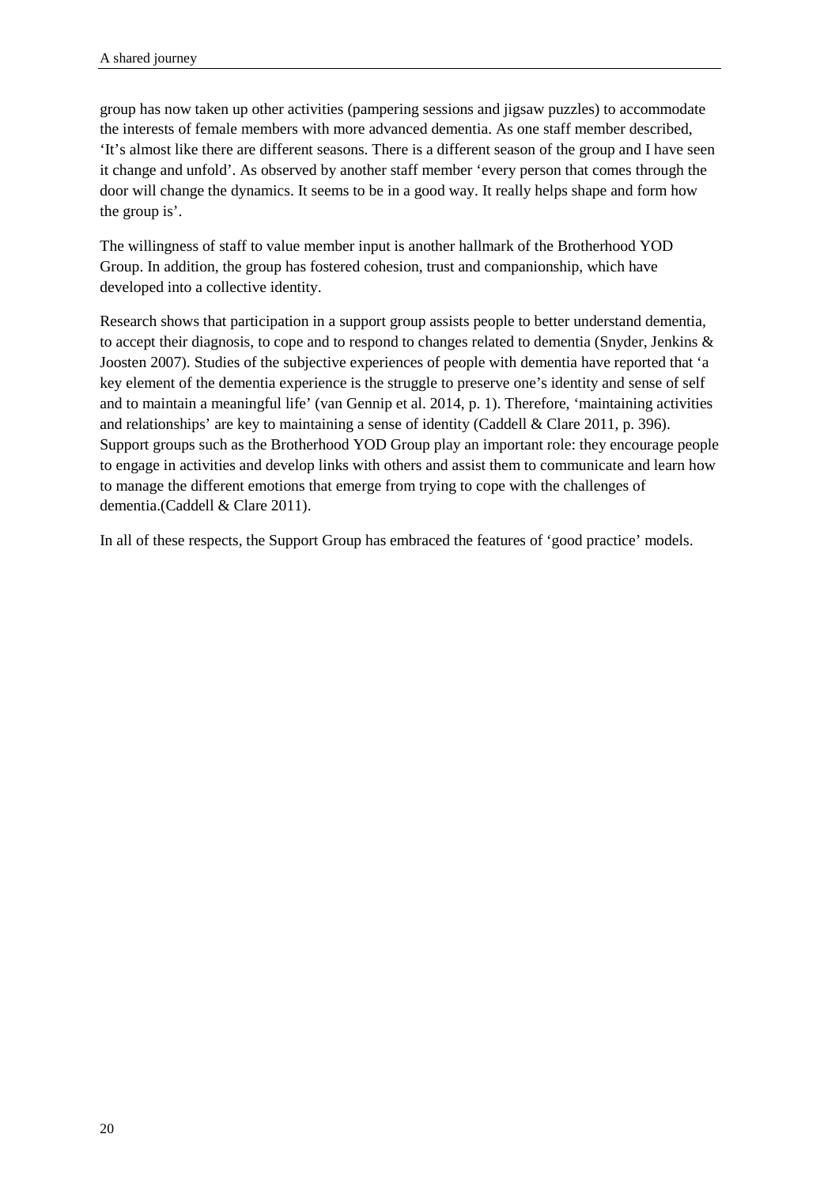group has now taken up other activities (pampering sessions and jigsaw puzzles) to accommodate the interests of female members with more advanced dementia. As one staff member described, 'It's almost like there are different seasons. There is a different season of the group and I have seen it change and unfold'. As observed by another staff member 'every person that comes through the door will change the dynamics. It seems to be in a good way. It really helps shape and form how the group is'.

The willingness of staff to value member input is another hallmark of the Brotherhood YOD Group. In addition, the group has fostered cohesion, trust and companionship, which have developed into a collective identity.

Research shows that participation in a support group assists people to better understand dementia, to accept their diagnosis, to cope and to respond to changes related to dementia (Snyder, Jenkins & Joosten 2007). Studies of the subjective experiences of people with dementia have reported that 'a key element of the dementia experience is the struggle to preserve one's identity and sense of self and to maintain a meaningful life' (van Gennip et al. 2014, p. 1). Therefore, 'maintaining activities and relationships' are key to maintaining a sense of identity (Caddell & Clare 2011, p. 396). Support groups such as the Brotherhood YOD Group play an important role: they encourage people to engage in activities and develop links with others and assist them to communicate and learn how to manage the different emotions that emerge from trying to cope with the challenges of dementia.(Caddell & Clare 2011).

In all of these respects, the Support Group has embraced the features of 'good practice' models.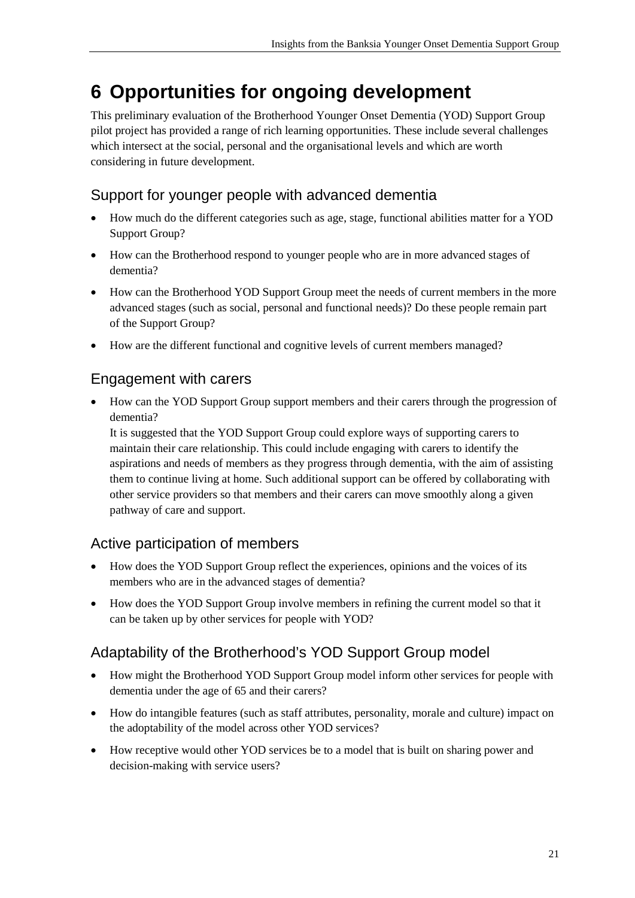# 6 Opportunities for ongoing development

This preliminary evaluation of the Brotherhood Younger Onset Dementia (YOD) Support Group pilot project has provided a range of rich learning opportunities. These include several challenges which intersect at the social, personal and the organisational levels and which are worth considering in future development.

## Support for younger people with advanced dementia

- How much do the different categories such as age, stage, functional abilities matter for a YOD Support Group?
- How can the Brotherhood respond to younger people who are in more advanced stages of dementia?
- How can the Brotherhood YOD Support Group meet the needs of current members in the more advanced stages (such as social, personal and functional needs)? Do these people remain part of the Support Group?
- How are the different functional and cognitive levels of current members managed?

## Engagement with carers

- How can the YOD Support Group support members and their carers through the progression of dementia?

  It is suggested that the YOD Support Group could explore ways of supporting carers to maintain their care relationship. This could include engaging with carers to identify the aspirations and needs of members as they progress through dementia, with the aim of assisting them to continue living at home. Such additional support can be offered by collaborating with other service providers so that members and their carers can move smoothly along a given pathway of care and support.

## Active participation of members

- How does the YOD Support Group reflect the experiences, opinions and the voices of its members who are in the advanced stages of dementia?
- How does the YOD Support Group involve members in refining the current model so that it can be taken up by other services for people with YOD?

## Adaptability of the Brotherhood's YOD Support Group model

- How might the Brotherhood YOD Support Group model inform other services for people with dementia under the age of 65 and their carers?
- How do intangible features (such as staff attributes, personality, morale and culture) impact on the adoptability of the model across other YOD services?
- How receptive would other YOD services be to a model that is built on sharing power and decision-making with service users?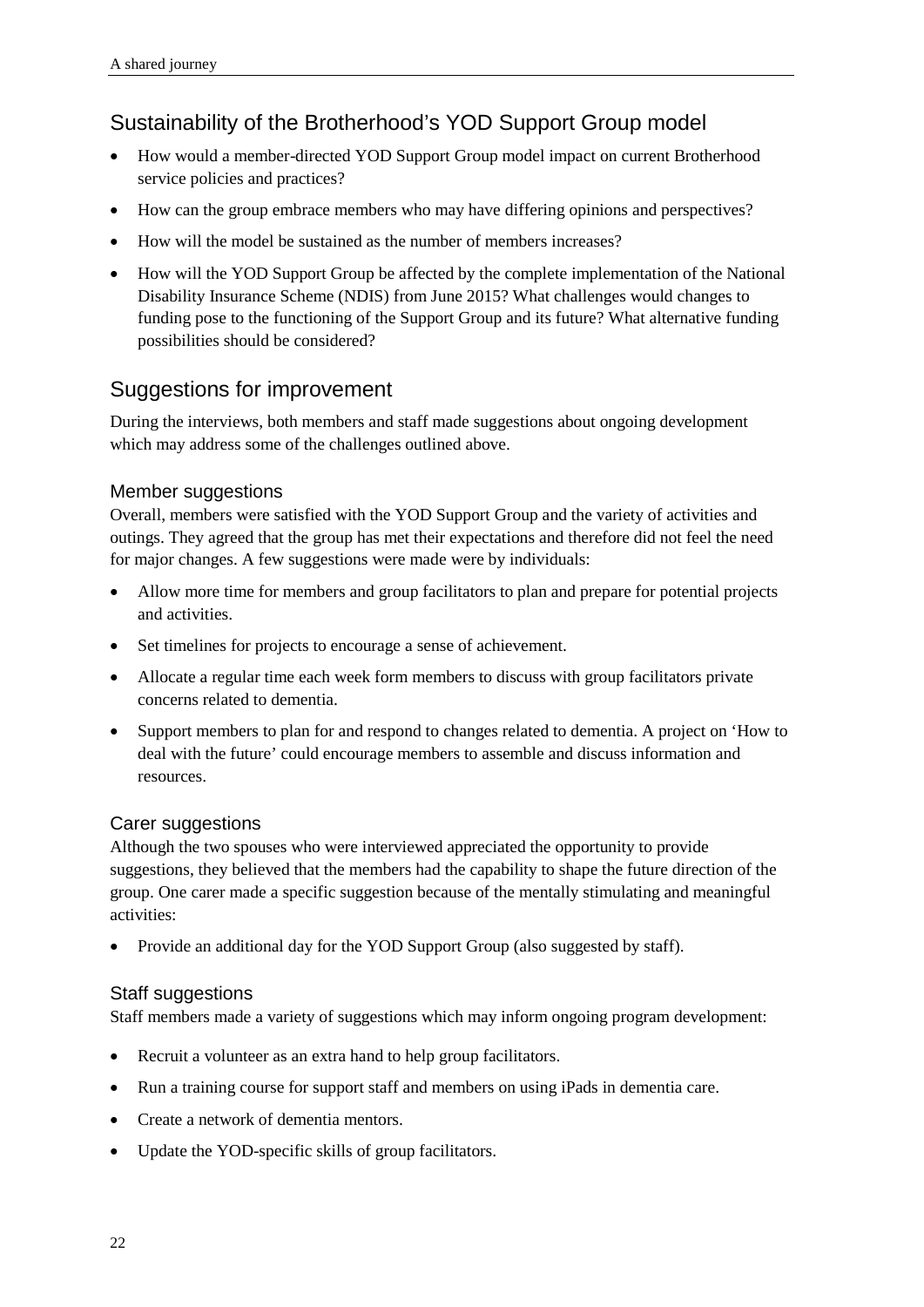## Sustainability of the Brotherhood's YOD Support Group model

- How would a member-directed YOD Support Group model impact on current Brotherhood service policies and practices?
- How can the group embrace members who may have differing opinions and perspectives?
- How will the model be sustained as the number of members increases?
- How will the YOD Support Group be affected by the complete implementation of the National Disability Insurance Scheme (NDIS) from June 2015? What challenges would changes to funding pose to the functioning of the Support Group and its future? What alternative funding possibilities should be considered?

## Suggestions for improvement

During the interviews, both members and staff made suggestions about ongoing development which may address some of the challenges outlined above.

### Member suggestions

Overall, members were satisfied with the YOD Support Group and the variety of activities and outings. They agreed that the group has met their expectations and therefore did not feel the need for major changes. A few suggestions were made were by individuals:

- Allow more time for members and group facilitators to plan and prepare for potential projects and activities.
- Set timelines for projects to encourage a sense of achievement.
- Allocate a regular time each week form members to discuss with group facilitators private concerns related to dementia.
- Support members to plan for and respond to changes related to dementia. A project on 'How to deal with the future' could encourage members to assemble and discuss information and resources.

### Carer suggestions

Although the two spouses who were interviewed appreciated the opportunity to provide suggestions, they believed that the members had the capability to shape the future direction of the group. One carer made a specific suggestion because of the mentally stimulating and meaningful activities:

- Provide an additional day for the YOD Support Group (also suggested by staff).

### Staff suggestions

Staff members made a variety of suggestions which may inform ongoing program development:

- Recruit a volunteer as an extra hand to help group facilitators.
- Run a training course for support staff and members on using iPads in dementia care.
- Create a network of dementia mentors.
- Update the YOD-specific skills of group facilitators.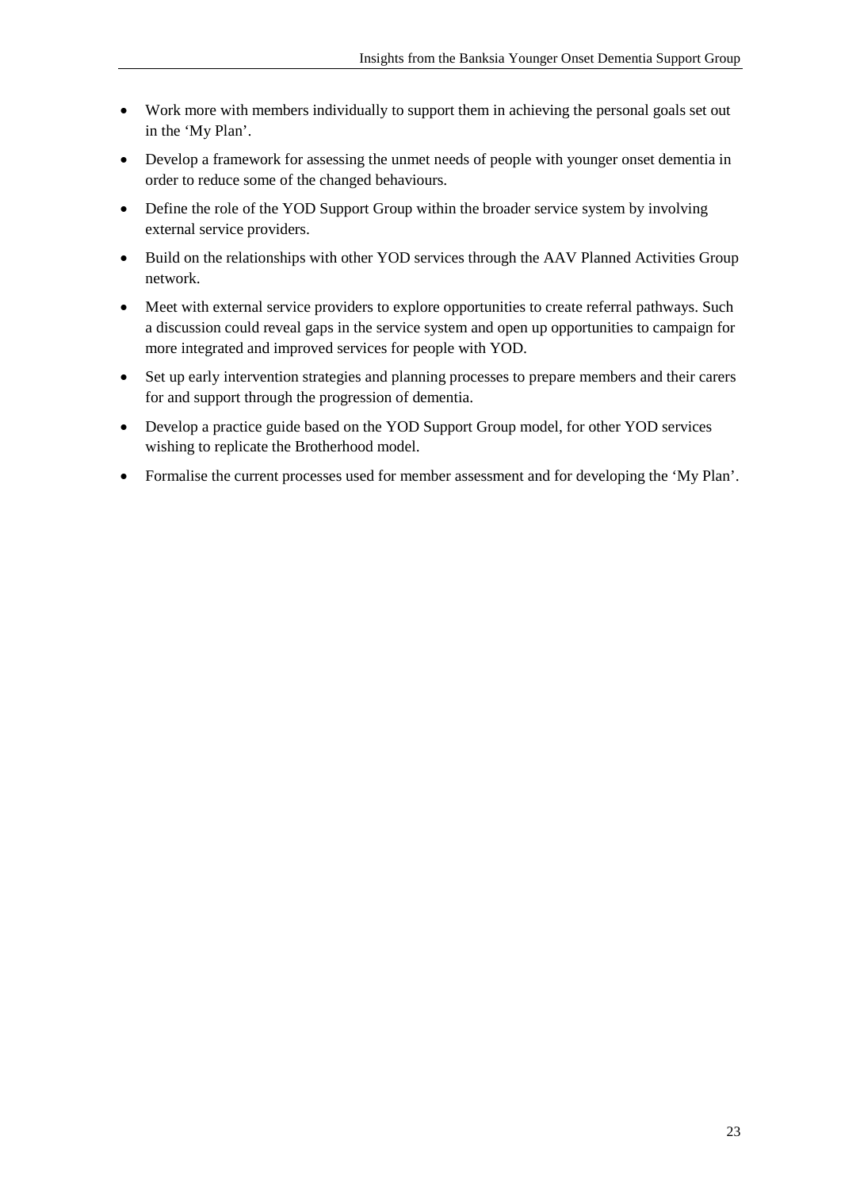- Work more with members individually to support them in achieving the personal goals set out in the 'My Plan'.
- Develop a framework for assessing the unmet needs of people with younger onset dementia in order to reduce some of the changed behaviours.
- Define the role of the YOD Support Group within the broader service system by involving external service providers.
- Build on the relationships with other YOD services through the AAV Planned Activities Group network.
- Meet with external service providers to explore opportunities to create referral pathways. Such a discussion could reveal gaps in the service system and open up opportunities to campaign for more integrated and improved services for people with YOD.
- Set up early intervention strategies and planning processes to prepare members and their carers for and support through the progression of dementia.
- Develop a practice guide based on the YOD Support Group model, for other YOD services wishing to replicate the Brotherhood model.
- Formalise the current processes used for member assessment and for developing the 'My Plan'.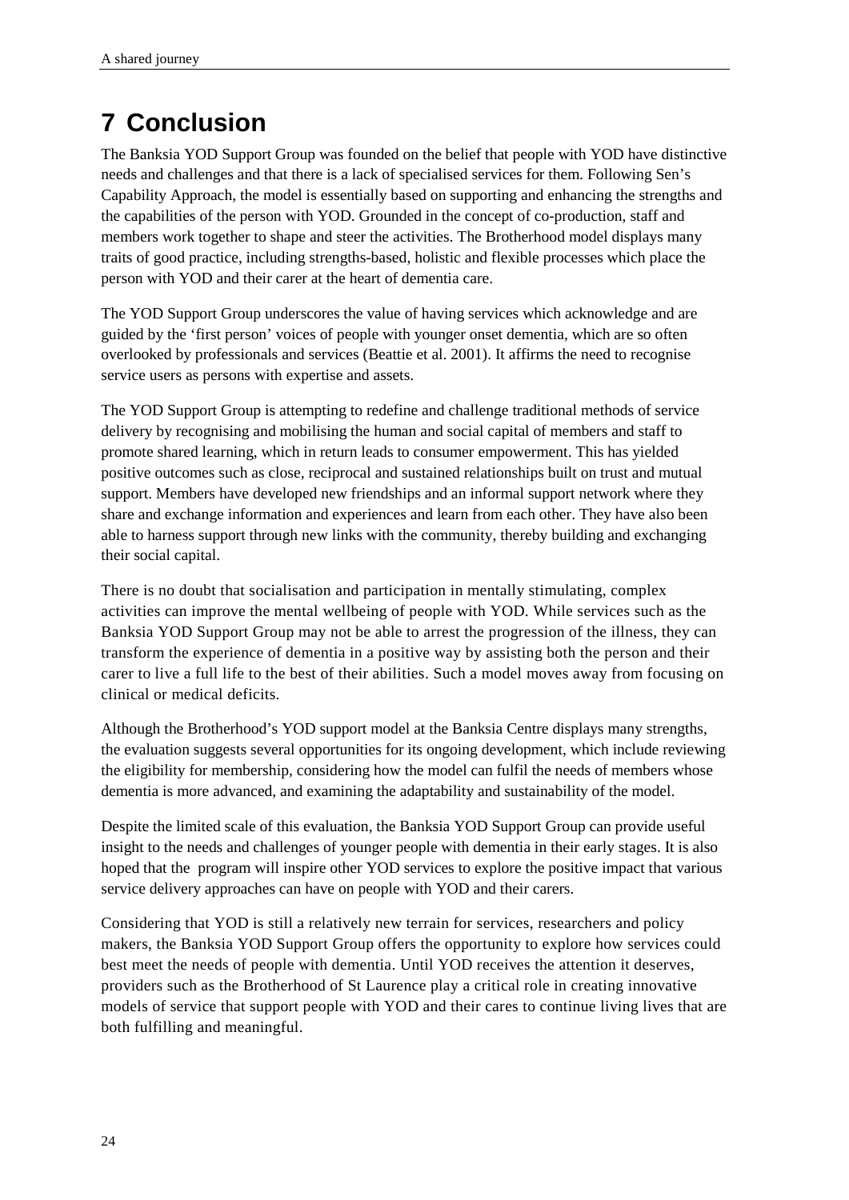# 7 Conclusion

The Banksia YOD Support Group was founded on the belief that people with YOD have distinctive needs and challenges and that there is a lack of specialised services for them. Following Sen's Capability Approach, the model is essentially based on supporting and enhancing the strengths and the capabilities of the person with YOD. Grounded in the concept of co-production, staff and members work together to shape and steer the activities. The Brotherhood model displays many traits of good practice, including strengths-based, holistic and flexible processes which place the person with YOD and their carer at the heart of dementia care.

The YOD Support Group underscores the value of having services which acknowledge and are guided by the 'first person' voices of people with younger onset dementia, which are so often overlooked by professionals and services (Beattie et al. 2001). It affirms the need to recognise service users as persons with expertise and assets.

The YOD Support Group is attempting to redefine and challenge traditional methods of service delivery by recognising and mobilising the human and social capital of members and staff to promote shared learning, which in return leads to consumer empowerment. This has yielded positive outcomes such as close, reciprocal and sustained relationships built on trust and mutual support. Members have developed new friendships and an informal support network where they share and exchange information and experiences and learn from each other. They have also been able to harness support through new links with the community, thereby building and exchanging their social capital.

There is no doubt that socialisation and participation in mentally stimulating, complex activities can improve the mental wellbeing of people with YOD. While services such as the Banksia YOD Support Group may not be able to arrest the progression of the illness, they can transform the experience of dementia in a positive way by assisting both the person and their carer to live a full life to the best of their abilities. Such a model moves away from focusing on clinical or medical deficits.

Although the Brotherhood's YOD support model at the Banksia Centre displays many strengths, the evaluation suggests several opportunities for its ongoing development, which include reviewing the eligibility for membership, considering how the model can fulfil the needs of members whose dementia is more advanced, and examining the adaptability and sustainability of the model.

Despite the limited scale of this evaluation, the Banksia YOD Support Group can provide useful insight to the needs and challenges of younger people with dementia in their early stages. It is also hoped that the program will inspire other YOD services to explore the positive impact that various service delivery approaches can have on people with YOD and their carers.

Considering that YOD is still a relatively new terrain for services, researchers and policy makers, the Banksia YOD Support Group offers the opportunity to explore how services could best meet the needs of people with dementia. Until YOD receives the attention it deserves, providers such as the Brotherhood of St Laurence play a critical role in creating innovative models of service that support people with YOD and their cares to continue living lives that are both fulfilling and meaningful.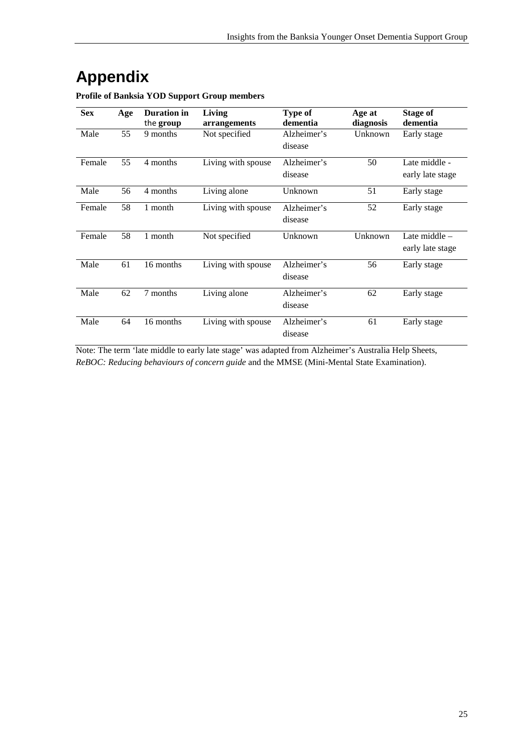# Appendix

**Profile of Banksia YOD Support Group members**

| Sex | Age | Duration in the group | Living arrangements | Type of dementia | Age at diagnosis | Stage of dementia |
|---|---|---|---|---|---|---|
| Male | 55 | 9 months | Not specified | Alzheimer's disease | Unknown | Early stage |
| Female | 55 | 4 months | Living with spouse | Alzheimer's disease | 50 | Late middle - early late stage |
| Male | 56 | 4 months | Living alone | Unknown | 51 | Early stage |
| Female | 58 | 1 month | Living with spouse | Alzheimer's disease | 52 | Early stage |
| Female | 58 | 1 month | Not specified | Unknown | Unknown | Late middle – early late stage |
| Male | 61 | 16 months | Living with spouse | Alzheimer's disease | 56 | Early stage |
| Male | 62 | 7 months | Living alone | Alzheimer's disease | 62 | Early stage |
| Male | 64 | 16 months | Living with spouse | Alzheimer's disease | 61 | Early stage |

Note: The term 'late middle to early late stage' was adapted from Alzheimer's Australia Help Sheets, *ReBOC: Reducing behaviours of concern guide* and the MMSE (Mini-Mental State Examination).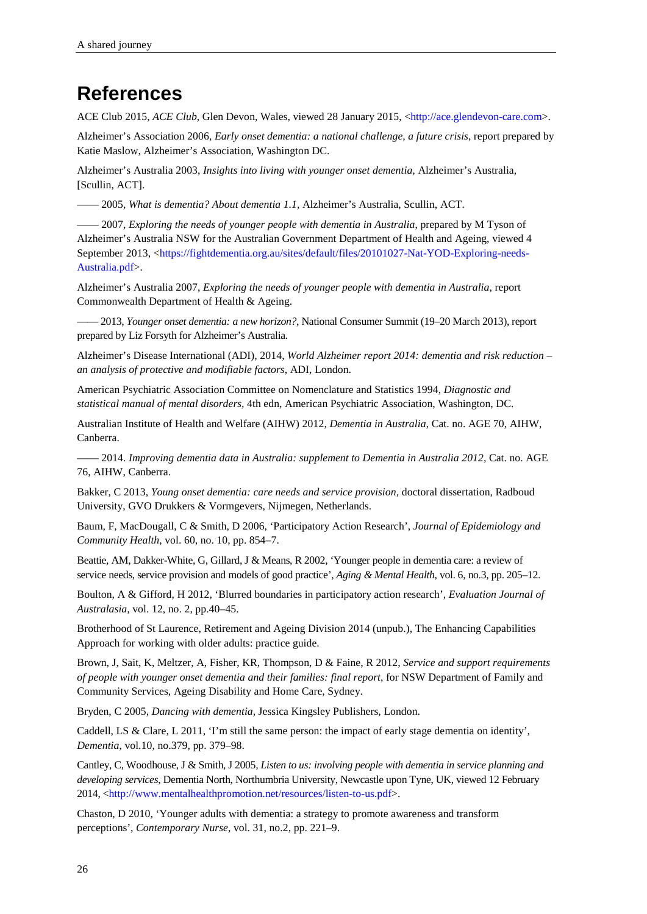# References

ACE Club 2015, *ACE Club*, Glen Devon, Wales, viewed 28 January 2015, <http://ace.glendevon-care.com>.

Alzheimer's Association 2006, *Early onset dementia: a national challenge, a future crisis*, report prepared by Katie Maslow, Alzheimer's Association, Washington DC.

Alzheimer's Australia 2003, *Insights into living with younger onset dementia,* Alzheimer's Australia, [Scullin, ACT].

—— 2005, *What is dementia? About dementia 1.1*, Alzheimer's Australia, Scullin, ACT.

—— 2007, *Exploring the needs of younger people with dementia in Australia*, prepared by M Tyson of Alzheimer's Australia NSW for the Australian Government Department of Health and Ageing, viewed 4 September 2013, <https://fightdementia.org.au/sites/default/files/20101027-Nat-YOD-Exploring-needs-Australia.pdf>.

Alzheimer's Australia 2007, *Exploring the needs of younger people with dementia in Australia*, report Commonwealth Department of Health & Ageing.

—— 2013, *Younger onset dementia: a new horizon?*, National Consumer Summit (19–20 March 2013), report prepared by Liz Forsyth for Alzheimer's Australia.

Alzheimer's Disease International (ADI), 2014, *World Alzheimer report 2014: dementia and risk reduction – an analysis of protective and modifiable factors*, ADI, London.

American Psychiatric Association Committee on Nomenclature and Statistics 1994, *Diagnostic and statistical manual of mental disorders,* 4th edn, American Psychiatric Association, Washington, DC.

Australian Institute of Health and Welfare (AIHW) 2012, *Dementia in Australia*, Cat. no. AGE 70, AIHW, Canberra.

—— 2014. *Improving dementia data in Australia: supplement to Dementia in Australia 2012*, Cat. no. AGE 76, AIHW, Canberra.

Bakker, C 2013, *Young onset dementia: care needs and service provision*, doctoral dissertation, Radboud University, GVO Drukkers & Vormgevers, Nijmegen, Netherlands.

Baum, F, MacDougall, C & Smith, D 2006, 'Participatory Action Research', *Journal of Epidemiology and Community Health*, vol. 60, no. 10, pp. 854–7.

Beattie, AM, Dakker-White, G, Gillard, J & Means, R 2002, 'Younger people in dementia care: a review of service needs, service provision and models of good practice', *Aging & Mental Health*, vol. 6, no.3, pp. 205–12.

Boulton, A & Gifford, H 2012, 'Blurred boundaries in participatory action research', *Evaluation Journal of Australasia,* vol. 12, no. 2, pp.40–45.

Brotherhood of St Laurence, Retirement and Ageing Division 2014 (unpub.), The Enhancing Capabilities Approach for working with older adults: practice guide.

Brown, J, Sait, K, Meltzer, A, Fisher, KR, Thompson, D & Faine, R 2012, *Service and support requirements of people with younger onset dementia and their families: final report*, for NSW Department of Family and Community Services, Ageing Disability and Home Care, Sydney.

Bryden, C 2005, *Dancing with dementia,* Jessica Kingsley Publishers, London.

Caddell, LS & Clare, L 2011, 'I'm still the same person: the impact of early stage dementia on identity', *Dementia*, vol.10, no.379, pp. 379–98.

Cantley, C, Woodhouse, J & Smith, J 2005, *Listen to us: involving people with dementia in service planning and developing services*, Dementia North, Northumbria University, Newcastle upon Tyne, UK, viewed 12 February 2014, <http://www.mentalhealthpromotion.net/resources/listen-to-us.pdf>.

Chaston, D 2010, 'Younger adults with dementia: a strategy to promote awareness and transform perceptions', *Contemporary Nurse*, vol. 31, no.2, pp. 221–9.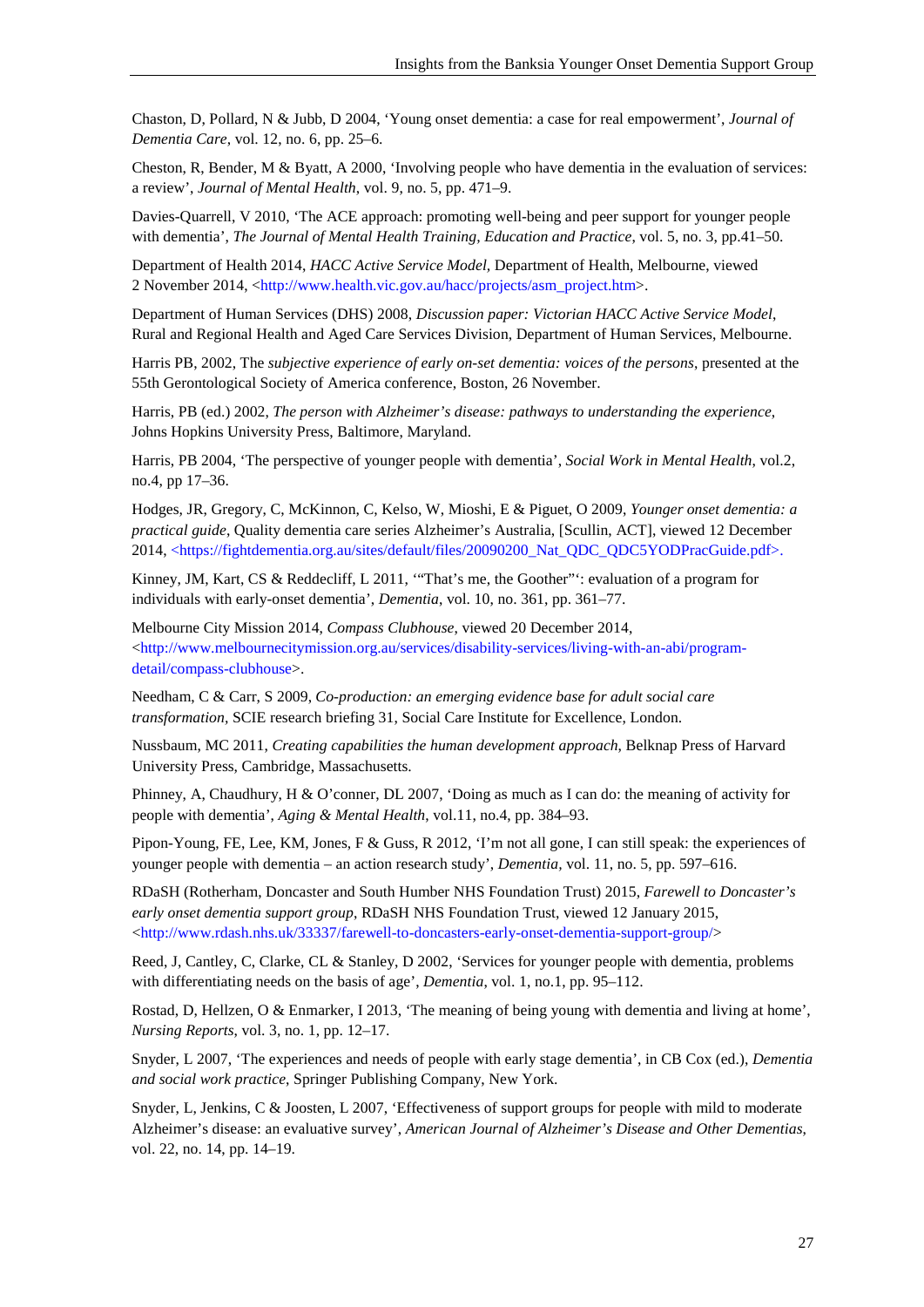Chaston, D, Pollard, N & Jubb, D 2004, 'Young onset dementia: a case for real empowerment', *Journal of Dementia Care*, vol. 12, no. 6, pp. 25–6.

Cheston, R, Bender, M & Byatt, A 2000, 'Involving people who have dementia in the evaluation of services: a review', *Journal of Mental Health*, vol. 9, no. 5, pp. 471–9.

Davies-Quarrell, V 2010, 'The ACE approach: promoting well-being and peer support for younger people with dementia', *The Journal of Mental Health Training, Education and Practice*, vol. 5, no. 3, pp.41–50.

Department of Health 2014, *HACC Active Service Model*, Department of Health, Melbourne, viewed 2 November 2014, <http://www.health.vic.gov.au/hacc/projects/asm_project.htm>.

Department of Human Services (DHS) 2008, *Discussion paper: Victorian HACC Active Service Model*, Rural and Regional Health and Aged Care Services Division, Department of Human Services, Melbourne.

Harris PB, 2002, The *subjective experience of early on-set dementia: voices of the persons*, presented at the 55th Gerontological Society of America conference, Boston, 26 November.

Harris, PB (ed.) 2002, *The person with Alzheimer's disease: pathways to understanding the experience*, Johns Hopkins University Press, Baltimore, Maryland.

Harris, PB 2004, 'The perspective of younger people with dementia', *Social Work in Mental Health*, vol.2, no.4, pp 17–36.

Hodges, JR, Gregory, C, McKinnon, C, Kelso, W, Mioshi, E & Piguet, O 2009, *Younger onset dementia: a practical guide*, Quality dementia care series Alzheimer's Australia, [Scullin, ACT], viewed 12 December 2014, <https://fightdementia.org.au/sites/default/files/20090200_Nat_QDC_QDC5YODPracGuide.pdf>.

Kinney, JM, Kart, CS & Reddecliff, L 2011, '"That's me, the Goother"': evaluation of a program for individuals with early-onset dementia', *Dementia*, vol. 10, no. 361, pp. 361–77.

Melbourne City Mission 2014, *Compass Clubhouse*, viewed 20 December 2014, <http://www.melbournecitymission.org.au/services/disability-services/living-with-an-abi/program-detail/compass-clubhouse>.

Needham, C & Carr, S 2009, *Co-production: an emerging evidence base for adult social care transformation*, SCIE research briefing 31, Social Care Institute for Excellence, London.

Nussbaum, MC 2011, *Creating capabilities the human development approach*, Belknap Press of Harvard University Press, Cambridge, Massachusetts.

Phinney, A, Chaudhury, H & O'conner, DL 2007, 'Doing as much as I can do: the meaning of activity for people with dementia', *Aging & Mental Health*, vol.11, no.4, pp. 384–93.

Pipon-Young, FE, Lee, KM, Jones, F & Guss, R 2012, 'I'm not all gone, I can still speak: the experiences of younger people with dementia – an action research study', *Dementia*, vol. 11, no. 5, pp. 597–616.

RDaSH (Rotherham, Doncaster and South Humber NHS Foundation Trust) 2015, *Farewell to Doncaster's early onset dementia support group*, RDaSH NHS Foundation Trust, viewed 12 January 2015, <http://www.rdash.nhs.uk/33337/farewell-to-doncasters-early-onset-dementia-support-group/>

Reed, J, Cantley, C, Clarke, CL & Stanley, D 2002, 'Services for younger people with dementia, problems with differentiating needs on the basis of age', *Dementia*, vol. 1, no.1, pp. 95–112.

Rostad, D, Hellzen, O & Enmarker, I 2013, 'The meaning of being young with dementia and living at home', *Nursing Reports*, vol. 3, no. 1, pp. 12–17.

Snyder, L 2007, 'The experiences and needs of people with early stage dementia', in CB Cox (ed.), *Dementia and social work practice*, Springer Publishing Company, New York.

Snyder, L, Jenkins, C & Joosten, L 2007, 'Effectiveness of support groups for people with mild to moderate Alzheimer's disease: an evaluative survey', *American Journal of Alzheimer's Disease and Other Dementias*, vol. 22, no. 14, pp. 14–19.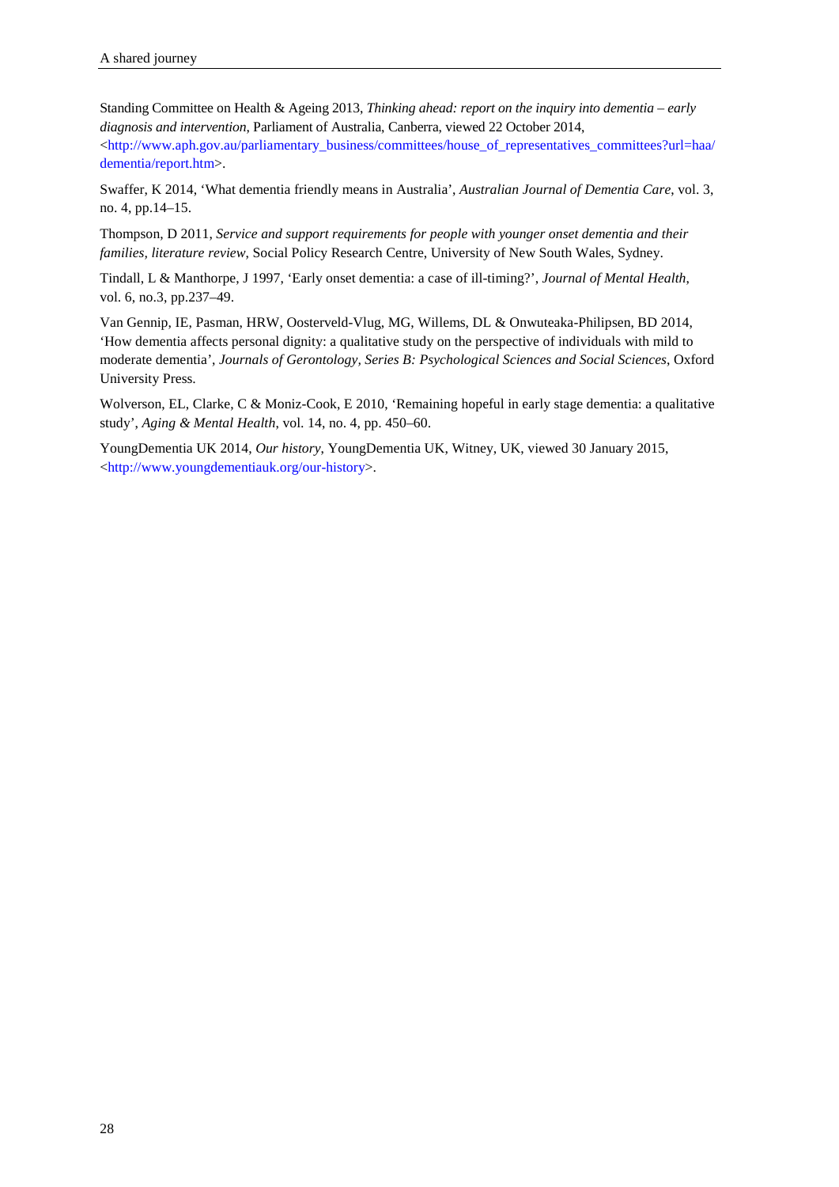Standing Committee on Health & Ageing 2013, *Thinking ahead: report on the inquiry into dementia – early diagnosis and intervention*, Parliament of Australia, Canberra, viewed 22 October 2014, <http://www.aph.gov.au/parliamentary_business/committees/house_of_representatives_committees?url=haa/dementia/report.htm>.

Swaffer, K 2014, 'What dementia friendly means in Australia', *Australian Journal of Dementia Care*, vol. 3, no. 4, pp.14–15.

Thompson, D 2011, *Service and support requirements for people with younger onset dementia and their families, literature review*, Social Policy Research Centre, University of New South Wales, Sydney.

Tindall, L & Manthorpe, J 1997, 'Early onset dementia: a case of ill-timing?', *Journal of Mental Health*, vol. 6, no.3, pp.237–49.

Van Gennip, IE, Pasman, HRW, Oosterveld-Vlug, MG, Willems, DL & Onwuteaka-Philipsen, BD 2014, 'How dementia affects personal dignity: a qualitative study on the perspective of individuals with mild to moderate dementia', *Journals of Gerontology, Series B: Psychological Sciences and Social Sciences*, Oxford University Press.

Wolverson, EL, Clarke, C & Moniz-Cook, E 2010, 'Remaining hopeful in early stage dementia: a qualitative study', *Aging & Mental Health*, vol. 14, no. 4, pp. 450–60.

YoungDementia UK 2014, *Our history*, YoungDementia UK, Witney, UK, viewed 30 January 2015, <http://www.youngdementiauk.org/our-history>.